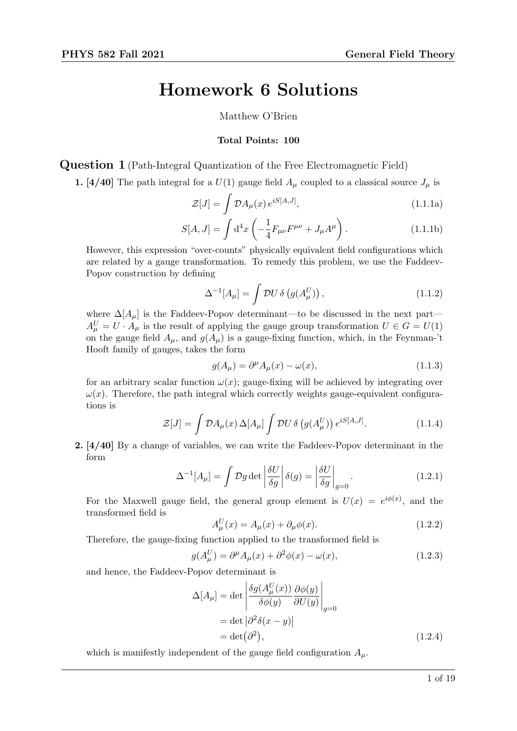# Homework 6 Solutions

Matthew O'Brien

**Total Points: 100**

## Question 1 (Path-Integral Quantization of the Free Electromagnetic Field)

**1. [4/40]** The path integral for a $U(1)$ gauge field $A_\mu$ coupled to a classical source $J_\mu$ is

$$\mathcal{Z}[J] = \int \mathcal{D}A_\mu(x)\, e^{iS[A,J]}, \tag{1.1.1a}$$

$$S[A,J] = \int \mathrm{d}^4x \left( -\frac{1}{4} F_{\mu\nu}F^{\mu\nu} + J_\mu A^\mu \right). \tag{1.1.1b}$$

However, this expression "over-counts" physically equivalent field configurations which are related by a gauge transformation. To remedy this problem, we use the Faddeev-Popov construction by defining

$$\Delta^{-1}[A_\mu] = \int \mathcal{D}U\, \delta\left(g(A_\mu^U)\right), \tag{1.1.2}$$

where $\Delta[A_\mu]$ is the Faddeev-Popov determinant—to be discussed in the next part—$A_\mu^U = U \cdot A_\mu$ is the result of applying the gauge group transformation $U \in G = U(1)$ on the gauge field $A_\mu$, and $g(A_\mu)$ is a gauge-fixing function, which, in the Feynman-'t Hooft family of gauges, takes the form

$$g(A_\mu) = \partial^\mu A_\mu(x) - \omega(x), \tag{1.1.3}$$

for an arbitrary scalar function $\omega(x)$; gauge-fixing will be achieved by integrating over $\omega(x)$. Therefore, the path integral which correctly weights gauge-equivalent configurations is

$$\mathcal{Z}[J] = \int \mathcal{D}A_\mu(x)\, \Delta[A_\mu] \int \mathcal{D}U\, \delta\left(g(A_\mu^U)\right) e^{iS[A,J]}. \tag{1.1.4}$$

**2. [4/40]** By a change of variables, we can write the Faddeev-Popov determinant in the form

$$\Delta^{-1}[A_\mu] = \int \mathcal{D}g \det \left| \frac{\delta U}{\delta g} \right| \delta(g) = \left| \frac{\delta U}{\delta g} \right|_{g=0}. \tag{1.2.1}$$

For the Maxwell gauge field, the general group element is $U(x) = e^{i\phi(x)}$, and the transformed field is

$$A_\mu^U(x) = A_\mu(x) + \partial_\mu \phi(x). \tag{1.2.2}$$

Therefore, the gauge-fixing function applied to the transformed field is

$$g(A_\mu^U) = \partial^\mu A_\mu(x) + \partial^2 \phi(x) - \omega(x), \tag{1.2.3}$$

and hence, the Faddeev-Popov determinant is

$$\begin{aligned}
\Delta[A_\mu] &= \det \left| \frac{\delta g(A_\mu^U(x))}{\delta \phi(y)} \frac{\partial \phi(y)}{\partial U(y)} \right|_{g=0} \\
&= \det \left| \partial^2 \delta(x-y) \right| \\
&= \det\left(\partial^2\right),
\end{aligned} \tag{1.2.4}$$

which is manifestly independent of the gauge field configuration $A_\mu$.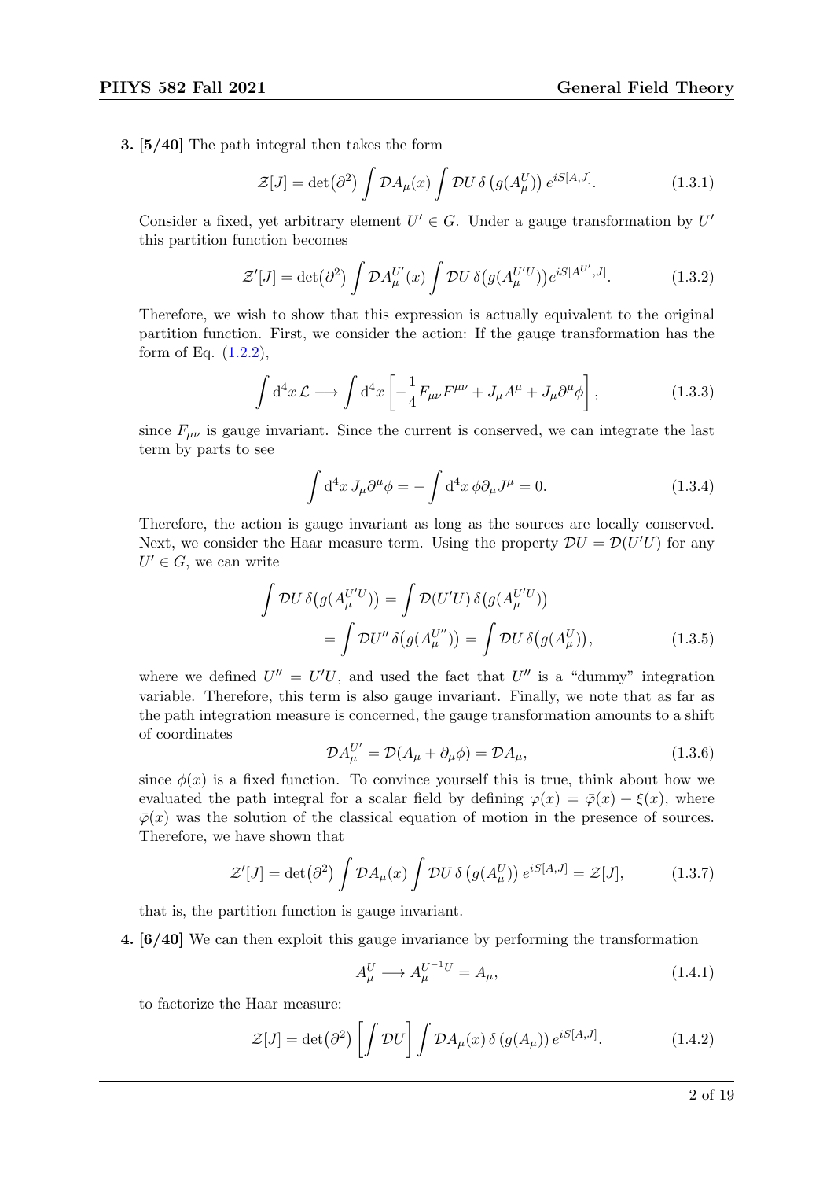**3. [5/40]** The path integral then takes the form

$$\mathcal{Z}[J] = \det\left(\partial^2\right) \int \mathcal{D}A_\mu(x) \int \mathcal{D}U \, \delta\left(g(A_\mu^U)\right) e^{iS[A,J]}. \tag{1.3.1}$$

Consider a fixed, yet arbitrary element $U' \in G$. Under a gauge transformation by $U'$ this partition function becomes

$$\mathcal{Z}'[J] = \det\left(\partial^2\right) \int \mathcal{D}A_\mu^{U'}(x) \int \mathcal{D}U \, \delta\left(g(A_\mu^{U'U})\right) e^{iS[A^{U'},J]}. \tag{1.3.2}$$

Therefore, we wish to show that this expression is actually equivalent to the original partition function. First, we consider the action: If the gauge transformation has the form of Eq. (1.2.2),

$$\int \mathrm{d}^4x \, \mathcal{L} \longrightarrow \int \mathrm{d}^4x \left[ -\frac{1}{4} F_{\mu\nu} F^{\mu\nu} + J_\mu A^\mu + J_\mu \partial^\mu \phi \right], \tag{1.3.3}$$

since $F_{\mu\nu}$ is gauge invariant. Since the current is conserved, we can integrate the last term by parts to see

$$\int \mathrm{d}^4x \, J_\mu \partial^\mu \phi = -\int \mathrm{d}^4x \, \phi \partial_\mu J^\mu = 0. \tag{1.3.4}$$

Therefore, the action is gauge invariant as long as the sources are locally conserved. Next, we consider the Haar measure term. Using the property $\mathcal{D}U = \mathcal{D}(U'U)$ for any $U' \in G$, we can write

$$\begin{aligned}
\int \mathcal{D}U \, \delta\left(g(A_\mu^{U'U})\right) &= \int \mathcal{D}(U'U) \, \delta\left(g(A_\mu^{U'U})\right) \\
&= \int \mathcal{D}U'' \, \delta\left(g(A_\mu^{U''})\right) = \int \mathcal{D}U \, \delta\left(g(A_\mu^{U})\right),
\end{aligned} \tag{1.3.5}$$

where we defined $U'' = U'U$, and used the fact that $U''$ is a "dummy" integration variable. Therefore, this term is also gauge invariant. Finally, we note that as far as the path integration measure is concerned, the gauge transformation amounts to a shift of coordinates

$$\mathcal{D}A_\mu^{U'} = \mathcal{D}(A_\mu + \partial_\mu \phi) = \mathcal{D}A_\mu, \tag{1.3.6}$$

since $\phi(x)$ is a fixed function. To convince yourself this is true, think about how we evaluated the path integral for a scalar field by defining $\varphi(x) = \bar{\varphi}(x) + \xi(x)$, where $\bar{\varphi}(x)$ was the solution of the classical equation of motion in the presence of sources. Therefore, we have shown that

$$\mathcal{Z}'[J] = \det\left(\partial^2\right) \int \mathcal{D}A_\mu(x) \int \mathcal{D}U \, \delta\left(g(A_\mu^U)\right) e^{iS[A,J]} = \mathcal{Z}[J], \tag{1.3.7}$$

that is, the partition function is gauge invariant.

**4. [6/40]** We can then exploit this gauge invariance by performing the transformation

$$A_\mu^U \longrightarrow A_\mu^{U^{-1}U} = A_\mu, \tag{1.4.1}$$

to factorize the Haar measure:

$$\mathcal{Z}[J] = \det\left(\partial^2\right) \left[ \int \mathcal{D}U \right] \int \mathcal{D}A_\mu(x) \, \delta\left(g(A_\mu)\right) e^{iS[A,J]}. \tag{1.4.2}$$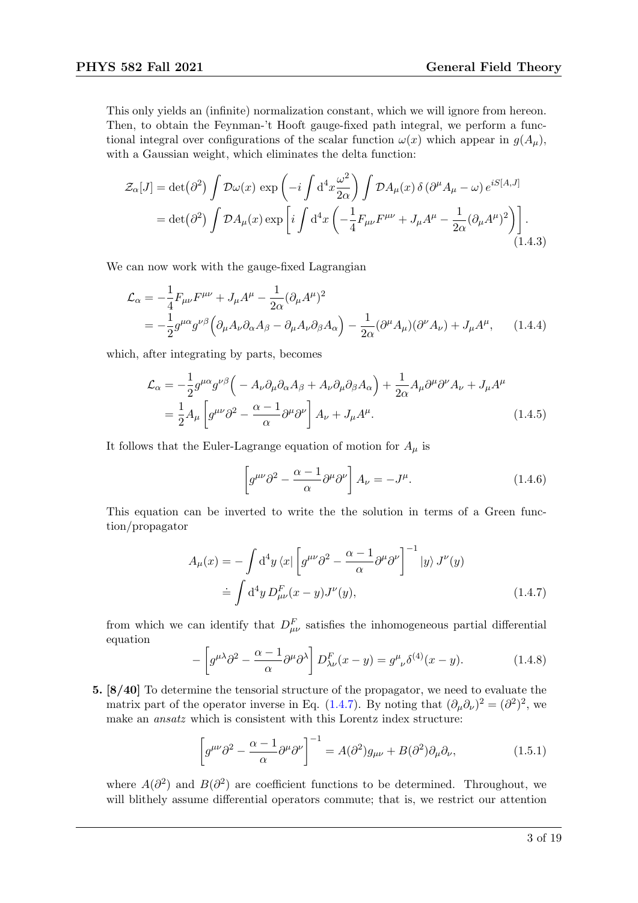This only yields an (infinite) normalization constant, which we will ignore from hereon. Then, to obtain the Feynman-'t Hooft gauge-fixed path integral, we perform a functional integral over configurations of the scalar function $\omega(x)$ which appear in $g(A_\mu)$, with a Gaussian weight, which eliminates the delta function:

$$
\begin{aligned}
\mathcal{Z}_\alpha[J] &= \det\big(\partial^2\big) \int \mathcal{D}\omega(x)\, \exp\left(-i\int \mathrm{d}^4x \frac{\omega^2}{2\alpha}\right) \int \mathcal{D}A_\mu(x)\, \delta\left(\partial^\mu A_\mu - \omega\right) e^{iS[A,J]} \\
&= \det\big(\partial^2\big) \int \mathcal{D}A_\mu(x) \exp\left[i\int \mathrm{d}^4x \left(-\frac{1}{4}F_{\mu\nu}F^{\mu\nu} + J_\mu A^\mu - \frac{1}{2\alpha}(\partial_\mu A^\mu)^2\right)\right].
\end{aligned} \tag{1.4.3}
$$

We can now work with the gauge-fixed Lagrangian

$$
\begin{aligned}
\mathcal{L}_\alpha &= -\frac{1}{4}F_{\mu\nu}F^{\mu\nu} + J_\mu A^\mu - \frac{1}{2\alpha}(\partial_\mu A^\mu)^2 \\
&= -\frac{1}{2}g^{\mu\alpha}g^{\nu\beta}\Big(\partial_\mu A_\nu \partial_\alpha A_\beta - \partial_\mu A_\nu \partial_\beta A_\alpha\Big) - \frac{1}{2\alpha}(\partial^\mu A_\mu)(\partial^\nu A_\nu) + J_\mu A^\mu,
\end{aligned} \tag{1.4.4}
$$

which, after integrating by parts, becomes

$$
\begin{aligned}
\mathcal{L}_\alpha &= -\frac{1}{2}g^{\mu\alpha}g^{\nu\beta}\Big(-A_\nu \partial_\mu \partial_\alpha A_\beta + A_\nu \partial_\mu \partial_\beta A_\alpha\Big) + \frac{1}{2\alpha}A_\mu \partial^\mu \partial^\nu A_\nu + J_\mu A^\mu \\
&= \frac{1}{2}A_\mu \left[g^{\mu\nu}\partial^2 - \frac{\alpha-1}{\alpha}\partial^\mu\partial^\nu\right] A_\nu + J_\mu A^\mu.
\end{aligned} \tag{1.4.5}
$$

It follows that the Euler-Lagrange equation of motion for $A_\mu$ is

$$
\left[g^{\mu\nu}\partial^2 - \frac{\alpha-1}{\alpha}\partial^\mu\partial^\nu\right] A_\nu = -J^\mu. \tag{1.4.6}
$$

This equation can be inverted to write the the solution in terms of a Green function/propagator

$$
\begin{aligned}
A_\mu(x) &= -\int \mathrm{d}^4y\, \langle x| \left[g^{\mu\nu}\partial^2 - \frac{\alpha-1}{\alpha}\partial^\mu\partial^\nu\right]^{-1} |y\rangle\, J^\nu(y) \\
&\doteq \int \mathrm{d}^4y\, D^F_{\mu\nu}(x-y) J^\nu(y),
\end{aligned} \tag{1.4.7}
$$

from which we can identify that $D^F_{\mu\nu}$ satisfies the inhomogeneous partial differential equation

$$
-\left[g^{\mu\lambda}\partial^2 - \frac{\alpha-1}{\alpha}\partial^\mu\partial^\lambda\right] D^F_{\lambda\nu}(x-y) = g^\mu{}_\nu \delta^{(4)}(x-y). \tag{1.4.8}
$$

5. **[8/40]** To determine the tensorial structure of the propagator, we need to evaluate the matrix part of the operator inverse in Eq. (1.4.7). By noting that $(\partial_\mu\partial_\nu)^2 = (\partial^2)^2$, we make an *ansatz* which is consistent with this Lorentz index structure:

$$
\left[g^{\mu\nu}\partial^2 - \frac{\alpha-1}{\alpha}\partial^\mu\partial^\nu\right]^{-1} = A(\partial^2)g_{\mu\nu} + B(\partial^2)\partial_\mu\partial_\nu, \tag{1.5.1}
$$

where $A(\partial^2)$ and $B(\partial^2)$ are coefficient functions to be determined. Throughout, we will blithely assume differential operators commute; that is, we restrict our attention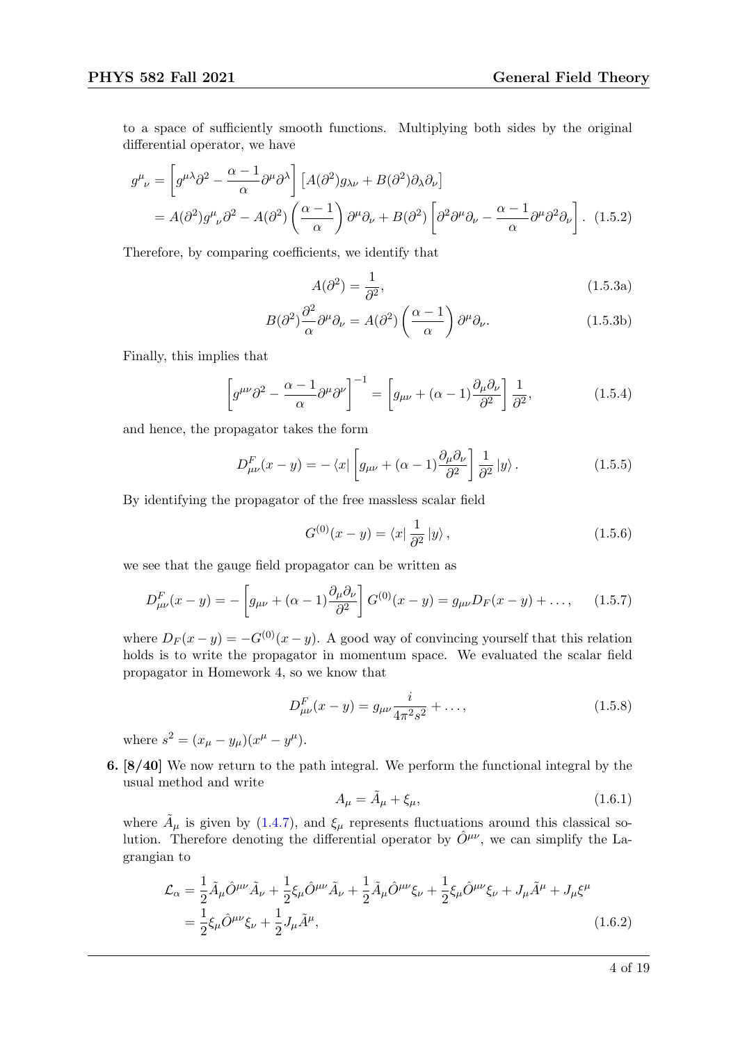to a space of sufficiently smooth functions. Multiplying both sides by the original differential operator, we have

$$
\begin{aligned}
g^{\mu}{}_{\nu} &= \left[g^{\mu\lambda}\partial^2 - \frac{\alpha-1}{\alpha}\partial^\mu\partial^\lambda\right]\left[A(\partial^2)g_{\lambda\nu} + B(\partial^2)\partial_\lambda\partial_\nu\right] \\
&= A(\partial^2)g^{\mu}{}_{\nu}\partial^2 - A(\partial^2)\left(\frac{\alpha-1}{\alpha}\right)\partial^\mu\partial_\nu + B(\partial^2)\left[\partial^2\partial^\mu\partial_\nu - \frac{\alpha-1}{\alpha}\partial^\mu\partial^2\partial_\nu\right]. \quad (1.5.2)
\end{aligned}
$$

Therefore, by comparing coefficients, we identify that

$$
A(\partial^2) = \frac{1}{\partial^2}, \tag{1.5.3a}
$$

$$
B(\partial^2)\frac{\partial^2}{\alpha}\partial^\mu\partial_\nu = A(\partial^2)\left(\frac{\alpha-1}{\alpha}\right)\partial^\mu\partial_\nu. \tag{1.5.3b}
$$

Finally, this implies that

$$
\left[g^{\mu\nu}\partial^2 - \frac{\alpha-1}{\alpha}\partial^\mu\partial^\nu\right]^{-1} = \left[g_{\mu\nu} + (\alpha-1)\frac{\partial_\mu\partial_\nu}{\partial^2}\right]\frac{1}{\partial^2}, \tag{1.5.4}
$$

and hence, the propagator takes the form

$$
D^F_{\mu\nu}(x-y) = -\langle x|\left[g_{\mu\nu} + (\alpha-1)\frac{\partial_\mu\partial_\nu}{\partial^2}\right]\frac{1}{\partial^2}|y\rangle. \tag{1.5.5}
$$

By identifying the propagator of the free massless scalar field

$$
G^{(0)}(x-y) = \langle x|\frac{1}{\partial^2}|y\rangle, \tag{1.5.6}
$$

we see that the gauge field propagator can be written as

$$
D^F_{\mu\nu}(x-y) = -\left[g_{\mu\nu} + (\alpha-1)\frac{\partial_\mu\partial_\nu}{\partial^2}\right]G^{(0)}(x-y) = g_{\mu\nu}D_F(x-y) + \ldots, \tag{1.5.7}
$$

where $D_F(x-y) = -G^{(0)}(x-y)$. A good way of convincing yourself that this relation holds is to write the propagator in momentum space. We evaluated the scalar field propagator in Homework 4, so we know that

$$
D^F_{\mu\nu}(x-y) = g_{\mu\nu}\frac{i}{4\pi^2 s^2} + \ldots, \tag{1.5.8}
$$

where $s^2 = (x_\mu - y_\mu)(x^\mu - y^\mu)$.

**6. [8/40]** We now return to the path integral. We perform the functional integral by the usual method and write

$$
A_\mu = \tilde{A}_\mu + \xi_\mu, \tag{1.6.1}
$$

where $\tilde{A}_\mu$ is given by (1.4.7), and $\xi_\mu$ represents fluctuations around this classical solution. Therefore denoting the differential operator by $\hat{O}^{\mu\nu}$, we can simplify the Lagrangian to

$$
\begin{aligned}
\mathcal{L}_\alpha &= \frac{1}{2}\tilde{A}_\mu\hat{O}^{\mu\nu}\tilde{A}_\nu + \frac{1}{2}\xi_\mu\hat{O}^{\mu\nu}\tilde{A}_\nu + \frac{1}{2}\tilde{A}_\mu\hat{O}^{\mu\nu}\xi_\nu + \frac{1}{2}\xi_\mu\hat{O}^{\mu\nu}\xi_\nu + J_\mu\tilde{A}^\mu + J_\mu\xi^\mu \\
&= \frac{1}{2}\xi_\mu\hat{O}^{\mu\nu}\xi_\nu + \frac{1}{2}J_\mu\tilde{A}^\mu, \quad (1.6.2)
\end{aligned}
$$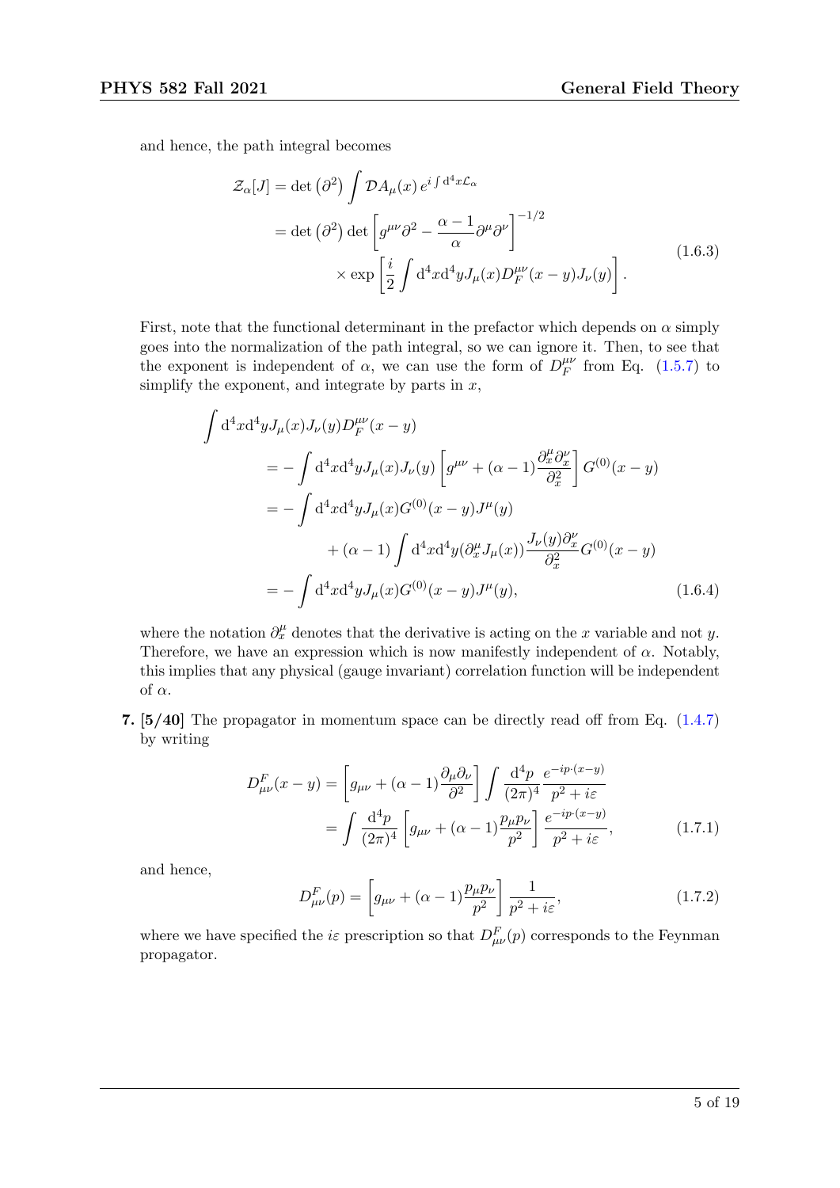and hence, the path integral becomes

$$
\begin{aligned}
\mathcal{Z}_\alpha[J] &= \det\left(\partial^2\right) \int \mathcal{D}A_\mu(x)\, e^{i\int \mathrm{d}^4x \mathcal{L}_\alpha} \\
&= \det\left(\partial^2\right) \det\left[g^{\mu\nu}\partial^2 - \frac{\alpha-1}{\alpha}\partial^\mu\partial^\nu\right]^{-1/2} \\
&\qquad \times \exp\left[\frac{i}{2}\int \mathrm{d}^4x\mathrm{d}^4y J_\mu(x) D_F^{\mu\nu}(x-y) J_\nu(y)\right].
\end{aligned}
\tag{1.6.3}
$$

First, note that the functional determinant in the prefactor which depends on $\alpha$ simply goes into the normalization of the path integral, so we can ignore it. Then, to see that the exponent is independent of $\alpha$, we can use the form of $D_F^{\mu\nu}$ from Eq. (1.5.7) to simplify the exponent, and integrate by parts in $x$,

$$
\begin{aligned}
\int \mathrm{d}^4x\mathrm{d}^4y J_\mu(x)J_\nu(y)D_F^{\mu\nu}(x-y)
&= -\int \mathrm{d}^4x\mathrm{d}^4y J_\mu(x)J_\nu(y)\left[g^{\mu\nu} + (\alpha-1)\frac{\partial_x^\mu\partial_x^\nu}{\partial_x^2}\right] G^{(0)}(x-y) \\
&= -\int \mathrm{d}^4x\mathrm{d}^4y J_\mu(x) G^{(0)}(x-y) J^\mu(y) \\
&\qquad + (\alpha-1)\int \mathrm{d}^4x\mathrm{d}^4y (\partial_x^\mu J_\mu(x)) \frac{J_\nu(y)\partial_x^\nu}{\partial_x^2} G^{(0)}(x-y) \\
&= -\int \mathrm{d}^4x\mathrm{d}^4y J_\mu(x) G^{(0)}(x-y) J^\mu(y),
\end{aligned}
\tag{1.6.4}
$$

where the notation $\partial_x^\mu$ denotes that the derivative is acting on the $x$ variable and not $y$. Therefore, we have an expression which is now manifestly independent of $\alpha$. Notably, this implies that any physical (gauge invariant) correlation function will be independent of $\alpha$.

**7. [5/40]** The propagator in momentum space can be directly read off from Eq. (1.4.7) by writing

$$
\begin{aligned}
D^F_{\mu\nu}(x-y) &= \left[g_{\mu\nu} + (\alpha-1)\frac{\partial_\mu\partial_\nu}{\partial^2}\right] \int \frac{\mathrm{d}^4p}{(2\pi)^4} \frac{e^{-ip\cdot(x-y)}}{p^2+i\varepsilon} \\
&= \int \frac{\mathrm{d}^4p}{(2\pi)^4}\left[g_{\mu\nu} + (\alpha-1)\frac{p_\mu p_\nu}{p^2}\right] \frac{e^{-ip\cdot(x-y)}}{p^2+i\varepsilon},
\end{aligned}
\tag{1.7.1}
$$

and hence,

$$
D^F_{\mu\nu}(p) = \left[g_{\mu\nu} + (\alpha-1)\frac{p_\mu p_\nu}{p^2}\right]\frac{1}{p^2+i\varepsilon},
\tag{1.7.2}
$$

where we have specified the $i\varepsilon$ prescription so that $D^F_{\mu\nu}(p)$ corresponds to the Feynman propagator.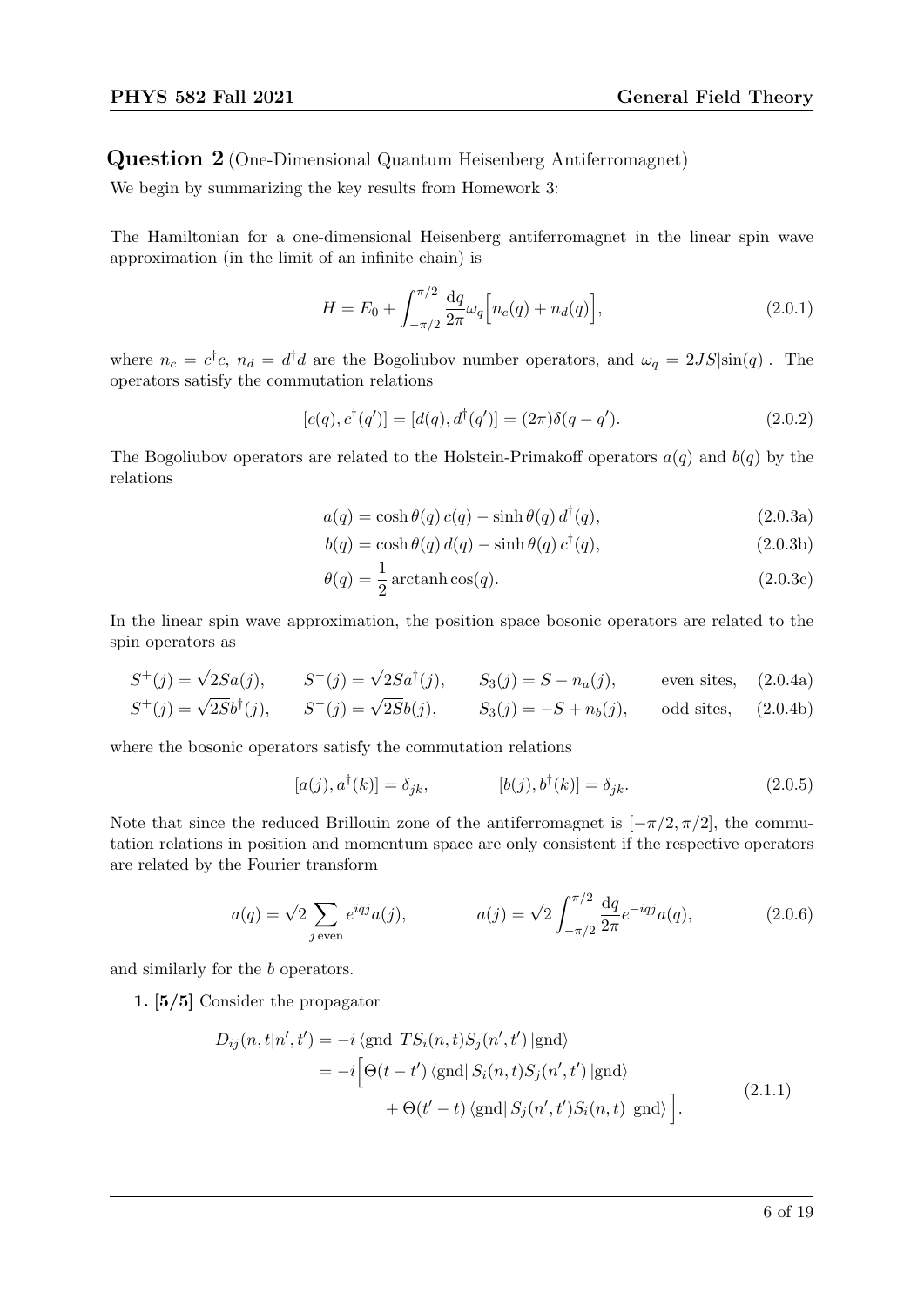## Question 2 (One-Dimensional Quantum Heisenberg Antiferromagnet)

We begin by summarizing the key results from Homework 3:

The Hamiltonian for a one-dimensional Heisenberg antiferromagnet in the linear spin wave approximation (in the limit of an infinite chain) is

$$H = E_0 + \int_{-\pi/2}^{\pi/2} \frac{\mathrm{d}q}{2\pi} \omega_q \Big[ n_c(q) + n_d(q) \Big], \tag{2.0.1}$$

where $n_c = c^\dagger c$, $n_d = d^\dagger d$ are the Bogoliubov number operators, and $\omega_q = 2JS|\sin(q)|$. The operators satisfy the commutation relations

$$[c(q), c^\dagger(q')] = [d(q), d^\dagger(q')] = (2\pi)\delta(q - q'). \tag{2.0.2}$$

The Bogoliubov operators are related to the Holstein-Primakoff operators $a(q)$ and $b(q)$ by the relations

$$a(q) = \cosh\theta(q)\, c(q) - \sinh\theta(q)\, d^\dagger(q), \tag{2.0.3a}$$

$$b(q) = \cosh\theta(q)\, d(q) - \sinh\theta(q)\, c^\dagger(q), \tag{2.0.3b}$$

$$\theta(q) = \frac{1}{2} \operatorname{arctanh} \cos(q). \tag{2.0.3c}$$

In the linear spin wave approximation, the position space bosonic operators are related to the spin operators as

$$S^+(j) = \sqrt{2S} a(j), \qquad S^-(j) = \sqrt{2S} a^\dagger(j), \qquad S_3(j) = S - n_a(j), \qquad \text{even sites}, \tag{2.0.4a}$$

$$S^+(j) = \sqrt{2S} b^\dagger(j), \qquad S^-(j) = \sqrt{2S} b(j), \qquad S_3(j) = -S + n_b(j), \qquad \text{odd sites}, \tag{2.0.4b}$$

where the bosonic operators satisfy the commutation relations

$$[a(j), a^\dagger(k)] = \delta_{jk}, \qquad [b(j), b^\dagger(k)] = \delta_{jk}. \tag{2.0.5}$$

Note that since the reduced Brillouin zone of the antiferromagnet is $[-\pi/2, \pi/2]$, the commutation relations in position and momentum space are only consistent if the respective operators are related by the Fourier transform

$$a(q) = \sqrt{2} \sum_{j\,\text{even}} e^{iqj} a(j), \qquad a(j) = \sqrt{2} \int_{-\pi/2}^{\pi/2} \frac{\mathrm{d}q}{2\pi} e^{-iqj} a(q), \tag{2.0.6}$$

and similarly for the $b$ operators.

**1. [5/5]** Consider the propagator

$$\begin{aligned} D_{ij}(n,t|n',t') &= -i \langle \text{gnd} | T S_i(n,t) S_j(n',t') | \text{gnd} \rangle \\ &= -i \Big[ \Theta(t-t') \langle \text{gnd} | S_i(n,t) S_j(n',t') | \text{gnd} \rangle \\ &\qquad + \Theta(t'-t) \langle \text{gnd} | S_j(n',t') S_i(n,t) | \text{gnd} \rangle \Big]. \end{aligned} \tag{2.1.1}$$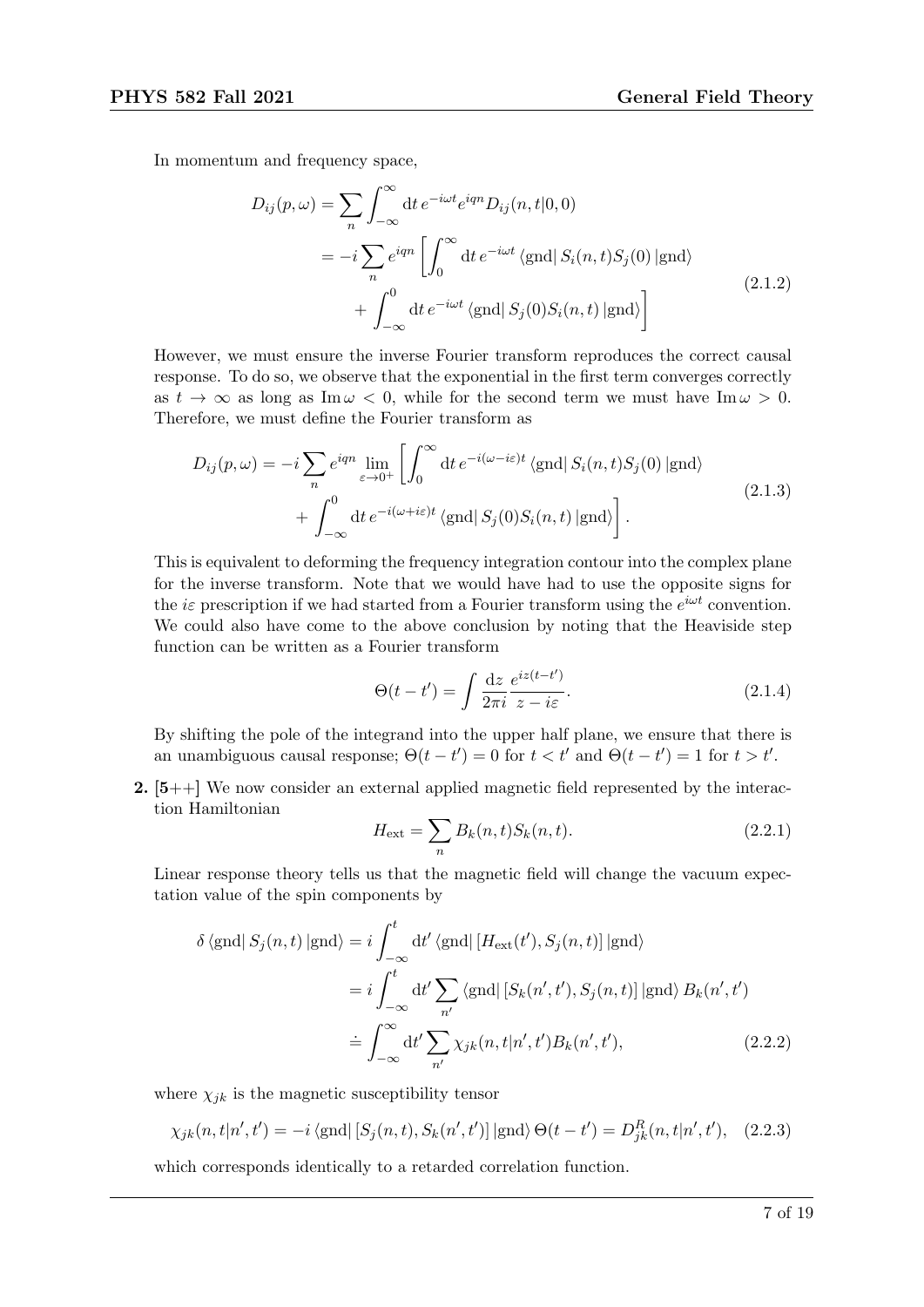In momentum and frequency space,

$$
\begin{aligned}
D_{ij}(p,\omega) &= \sum_n \int_{-\infty}^{\infty} \mathrm{d}t\, e^{-i\omega t} e^{iqn} D_{ij}(n,t|0,0) \\
&= -i \sum_n e^{iqn} \left[ \int_0^{\infty} \mathrm{d}t\, e^{-i\omega t} \langle \mathrm{gnd}| S_i(n,t) S_j(0) |\mathrm{gnd}\rangle \right. \\
&\qquad \left. + \int_{-\infty}^{0} \mathrm{d}t\, e^{-i\omega t} \langle \mathrm{gnd}| S_j(0) S_i(n,t) |\mathrm{gnd}\rangle \right]
\end{aligned}
\tag{2.1.2}
$$

However, we must ensure the inverse Fourier transform reproduces the correct causal response. To do so, we observe that the exponential in the first term converges correctly as $t \to \infty$ as long as $\operatorname{Im}\omega < 0$, while for the second term we must have $\operatorname{Im}\omega > 0$. Therefore, we must define the Fourier transform as

$$
\begin{aligned}
D_{ij}(p,\omega) = -i \sum_n e^{iqn} \lim_{\varepsilon \to 0^+} &\left[ \int_0^{\infty} \mathrm{d}t\, e^{-i(\omega - i\varepsilon)t} \langle \mathrm{gnd}| S_i(n,t) S_j(0) |\mathrm{gnd}\rangle \right. \\
&\left. + \int_{-\infty}^{0} \mathrm{d}t\, e^{-i(\omega + i\varepsilon)t} \langle \mathrm{gnd}| S_j(0) S_i(n,t) |\mathrm{gnd}\rangle \right].
\end{aligned}
\tag{2.1.3}
$$

This is equivalent to deforming the frequency integration contour into the complex plane for the inverse transform. Note that we would have had to use the opposite signs for the $i\varepsilon$ prescription if we had started from a Fourier transform using the $e^{i\omega t}$ convention. We could also have come to the above conclusion by noting that the Heaviside step function can be written as a Fourier transform

$$
\Theta(t-t') = \int \frac{\mathrm{d}z}{2\pi i} \frac{e^{iz(t-t')}}{z - i\varepsilon}. \tag{2.1.4}
$$

By shifting the pole of the integrand into the upper half plane, we ensure that there is an unambiguous causal response; $\Theta(t-t') = 0$ for $t < t'$ and $\Theta(t-t') = 1$ for $t > t'$.

**2.** **[5++]** We now consider an external applied magnetic field represented by the interaction Hamiltonian

$$
H_{\text{ext}} = \sum_n B_k(n,t) S_k(n,t). \tag{2.2.1}
$$

Linear response theory tells us that the magnetic field will change the vacuum expectation value of the spin components by

$$
\begin{aligned}
\delta \langle \mathrm{gnd}| S_j(n,t) |\mathrm{gnd}\rangle &= i \int_{-\infty}^{t} \mathrm{d}t' \langle \mathrm{gnd}| [H_{\text{ext}}(t'), S_j(n,t)] |\mathrm{gnd}\rangle \\
&= i \int_{-\infty}^{t} \mathrm{d}t' \sum_{n'} \langle \mathrm{gnd}| [S_k(n',t'), S_j(n,t)] |\mathrm{gnd}\rangle B_k(n',t') \\
&\doteq \int_{-\infty}^{\infty} \mathrm{d}t' \sum_{n'} \chi_{jk}(n,t|n',t') B_k(n',t'),
\end{aligned}
\tag{2.2.2}
$$

where $\chi_{jk}$ is the magnetic susceptibility tensor

$$
\chi_{jk}(n,t|n',t') = -i \langle \mathrm{gnd}| [S_j(n,t), S_k(n',t')] |\mathrm{gnd}\rangle \Theta(t-t') = D^R_{jk}(n,t|n',t'), \tag{2.2.3}
$$

which corresponds identically to a retarded correlation function.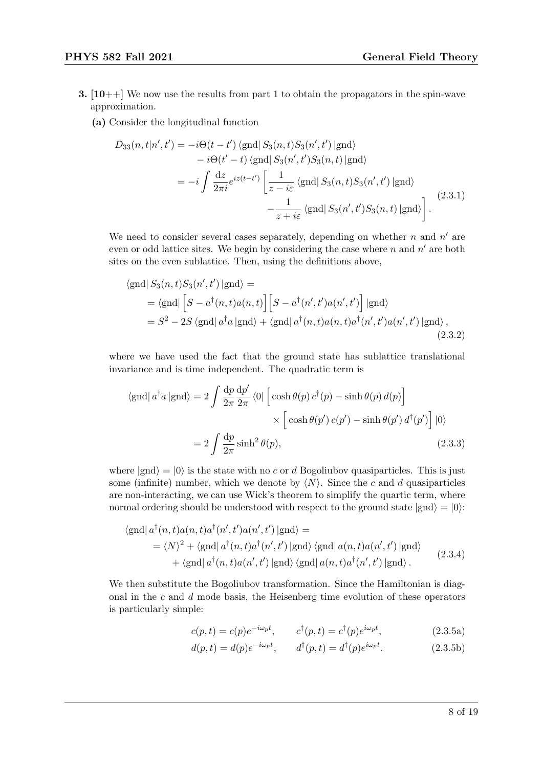**3.** **[10++]** We now use the results from part 1 to obtain the propagators in the spin-wave approximation.

**(a)** Consider the longitudinal function

$$
\begin{aligned}
D_{33}(n,t|n',t') &= -i\Theta(t-t')\,\langle\text{gnd}|\,S_3(n,t)S_3(n',t')\,|\text{gnd}\rangle \\
&\quad - i\Theta(t'-t)\,\langle\text{gnd}|\,S_3(n',t')S_3(n,t)\,|\text{gnd}\rangle \\
&= -i\int \frac{\mathrm{d}z}{2\pi i} e^{iz(t-t')}\left[\frac{1}{z-i\varepsilon}\,\langle\text{gnd}|\,S_3(n,t)S_3(n',t')\,|\text{gnd}\rangle\right. \\
&\qquad\qquad \left. -\frac{1}{z+i\varepsilon}\,\langle\text{gnd}|\,S_3(n',t')S_3(n,t)\,|\text{gnd}\rangle\right].
\end{aligned}
\tag{2.3.1}
$$

We need to consider several cases separately, depending on whether $n$ and $n'$ are even or odd lattice sites. We begin by considering the case where $n$ and $n'$ are both sites on the even sublattice. Then, using the definitions above,

$$
\begin{aligned}
&\langle\text{gnd}|\,S_3(n,t)S_3(n',t')\,|\text{gnd}\rangle = \\
&= \langle\text{gnd}|\Big[S - a^\dagger(n,t)a(n,t)\Big]\Big[S - a^\dagger(n',t')a(n',t')\Big]|\text{gnd}\rangle \\
&= S^2 - 2S\,\langle\text{gnd}|\,a^\dagger a\,|\text{gnd}\rangle + \langle\text{gnd}|\,a^\dagger(n,t)a(n,t)a^\dagger(n',t')a(n',t')\,|\text{gnd}\rangle\,,
\end{aligned}
\tag{2.3.2}
$$

where we have used the fact that the ground state has sublattice translational invariance and is time independent. The quadratic term is

$$
\begin{aligned}
\langle\text{gnd}|\,a^\dagger a\,|\text{gnd}\rangle &= 2\int\frac{\mathrm{d}p}{2\pi}\frac{\mathrm{d}p'}{2\pi}\,\langle 0|\Big[\cosh\theta(p)\,c^\dagger(p) - \sinh\theta(p)\,d(p)\Big] \\
&\qquad\qquad \times\Big[\cosh\theta(p')\,c(p') - \sinh\theta(p')\,d^\dagger(p')\Big]|0\rangle \\
&= 2\int\frac{\mathrm{d}p}{2\pi}\sinh^2\theta(p),
\end{aligned}
\tag{2.3.3}
$$

where $|\text{gnd}\rangle = |0\rangle$ is the state with no $c$ or $d$ Bogoliubov quasiparticles. This is just some (infinite) number, which we denote by $\langle N\rangle$. Since the $c$ and $d$ quasiparticles are non-interacting, we can use Wick's theorem to simplify the quartic term, where normal ordering should be understood with respect to the ground state $|\text{gnd}\rangle = |0\rangle$:

$$
\begin{aligned}
&\langle\text{gnd}|\,a^\dagger(n,t)a(n,t)a^\dagger(n',t')a(n',t')\,|\text{gnd}\rangle = \\
&= \langle N\rangle^2 + \langle\text{gnd}|\,a^\dagger(n,t)a^\dagger(n',t')\,|\text{gnd}\rangle\,\langle\text{gnd}|\,a(n,t)a(n',t')\,|\text{gnd}\rangle \\
&\quad + \langle\text{gnd}|\,a^\dagger(n,t)a(n',t')\,|\text{gnd}\rangle\,\langle\text{gnd}|\,a(n,t)a^\dagger(n',t')\,|\text{gnd}\rangle\,.
\end{aligned}
\tag{2.3.4}
$$

We then substitute the Bogoliubov transformation. Since the Hamiltonian is diagonal in the $c$ and $d$ mode basis, the Heisenberg time evolution of these operators is particularly simple:

$$
c(p,t) = c(p)e^{-i\omega_p t}, \qquad c^\dagger(p,t) = c^\dagger(p)e^{i\omega_p t}, \tag{2.3.5a}
$$

$$
d(p,t) = d(p)e^{-i\omega_p t}, \qquad d^\dagger(p,t) = d^\dagger(p)e^{i\omega_p t}. \tag{2.3.5b}
$$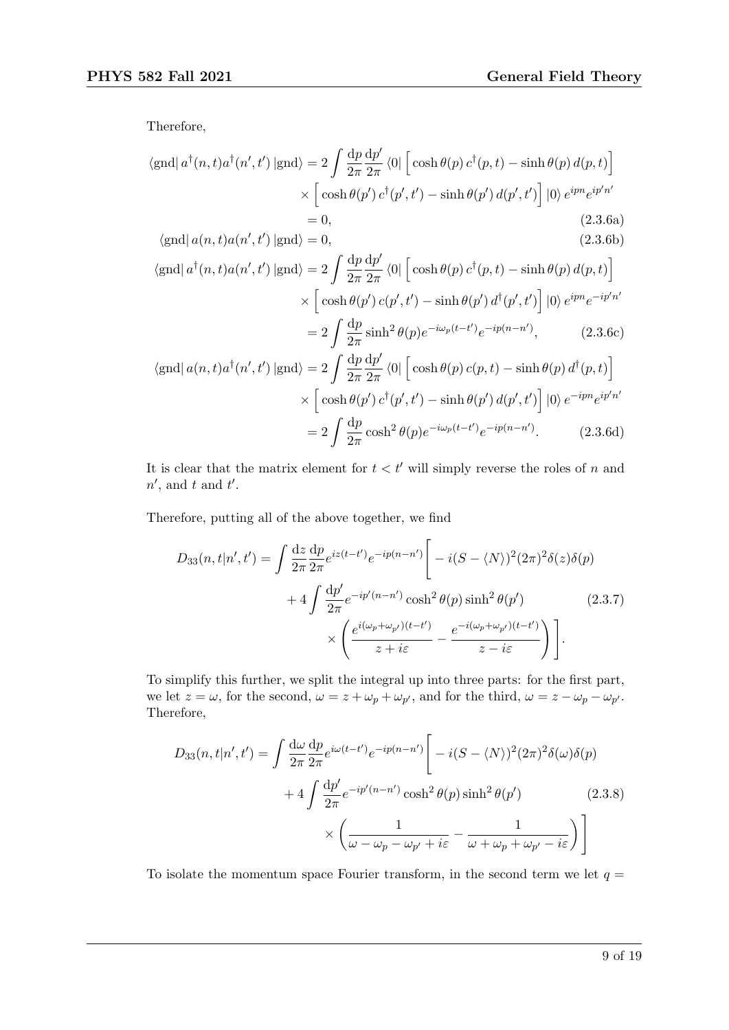Therefore,

$$
\begin{aligned}
\langle \text{gnd} | \, a^\dagger(n,t) a^\dagger(n',t') \, | \text{gnd} \rangle &= 2 \int \frac{\mathrm{d}p}{2\pi} \frac{\mathrm{d}p'}{2\pi} \langle 0 | \Big[ \cosh\theta(p) \, c^\dagger(p,t) - \sinh\theta(p) \, d(p,t) \Big] \\
&\quad \times \Big[ \cosh\theta(p') \, c^\dagger(p',t') - \sinh\theta(p') \, d(p',t') \Big] | 0 \rangle \, e^{ipn} e^{ip'n'} \\
&= 0, && \text{(2.3.6a)} \\
\langle \text{gnd} | \, a(n,t) a(n',t') \, | \text{gnd} \rangle &= 0, && \text{(2.3.6b)} \\
\langle \text{gnd} | \, a^\dagger(n,t) a(n',t') \, | \text{gnd} \rangle &= 2 \int \frac{\mathrm{d}p}{2\pi} \frac{\mathrm{d}p'}{2\pi} \langle 0 | \Big[ \cosh\theta(p) \, c^\dagger(p,t) - \sinh\theta(p) \, d(p,t) \Big] \\
&\quad \times \Big[ \cosh\theta(p') \, c(p',t') - \sinh\theta(p') \, d^\dagger(p',t') \Big] | 0 \rangle \, e^{ipn} e^{-ip'n'} \\
&= 2 \int \frac{\mathrm{d}p}{2\pi} \sinh^2\theta(p) e^{-i\omega_p (t-t')} e^{-ip(n-n')}, && \text{(2.3.6c)} \\
\langle \text{gnd} | \, a(n,t) a^\dagger(n',t') \, | \text{gnd} \rangle &= 2 \int \frac{\mathrm{d}p}{2\pi} \frac{\mathrm{d}p'}{2\pi} \langle 0 | \Big[ \cosh\theta(p) \, c(p,t) - \sinh\theta(p) \, d^\dagger(p,t) \Big] \\
&\quad \times \Big[ \cosh\theta(p') \, c^\dagger(p',t') - \sinh\theta(p') \, d(p',t') \Big] | 0 \rangle \, e^{-ipn} e^{ip'n'} \\
&= 2 \int \frac{\mathrm{d}p}{2\pi} \cosh^2\theta(p) e^{-i\omega_p (t-t')} e^{-ip(n-n')}. && \text{(2.3.6d)}
\end{aligned}
$$

It is clear that the matrix element for $t < t'$ will simply reverse the roles of $n$ and $n'$, and $t$ and $t'$.

Therefore, putting all of the above together, we find

$$
\begin{aligned}
D_{33}(n,t|n',t') = \int \frac{\mathrm{d}z}{2\pi} \frac{\mathrm{d}p}{2\pi} e^{iz(t-t')} e^{-ip(n-n')} \Bigg[ & - i(S - \langle N \rangle)^2 (2\pi)^2 \delta(z) \delta(p) \\
& + 4 \int \frac{\mathrm{d}p'}{2\pi} e^{-ip'(n-n')} \cosh^2\theta(p) \sinh^2\theta(p') \\
& \times \left( \frac{e^{i(\omega_p + \omega_{p'})(t-t')}}{z + i\varepsilon} - \frac{e^{-i(\omega_p + \omega_{p'})(t-t')}}{z - i\varepsilon} \right) \Bigg].
\end{aligned} \tag{2.3.7}
$$

To simplify this further, we split the integral up into three parts: for the first part, we let $z = \omega$, for the second, $\omega = z + \omega_p + \omega_{p'}$, and for the third, $\omega = z - \omega_p - \omega_{p'}$. Therefore,

$$
\begin{aligned}
D_{33}(n,t|n',t') = \int \frac{\mathrm{d}\omega}{2\pi} \frac{\mathrm{d}p}{2\pi} e^{i\omega(t-t')} e^{-ip(n-n')} \Bigg[ & - i(S - \langle N \rangle)^2 (2\pi)^2 \delta(\omega) \delta(p) \\
& + 4 \int \frac{\mathrm{d}p'}{2\pi} e^{-ip'(n-n')} \cosh^2\theta(p) \sinh^2\theta(p') \\
& \times \left( \frac{1}{\omega - \omega_p - \omega_{p'} + i\varepsilon} - \frac{1}{\omega + \omega_p + \omega_{p'} - i\varepsilon} \right) \Bigg]
\end{aligned} \tag{2.3.8}
$$

To isolate the momentum space Fourier transform, in the second term we let $q =$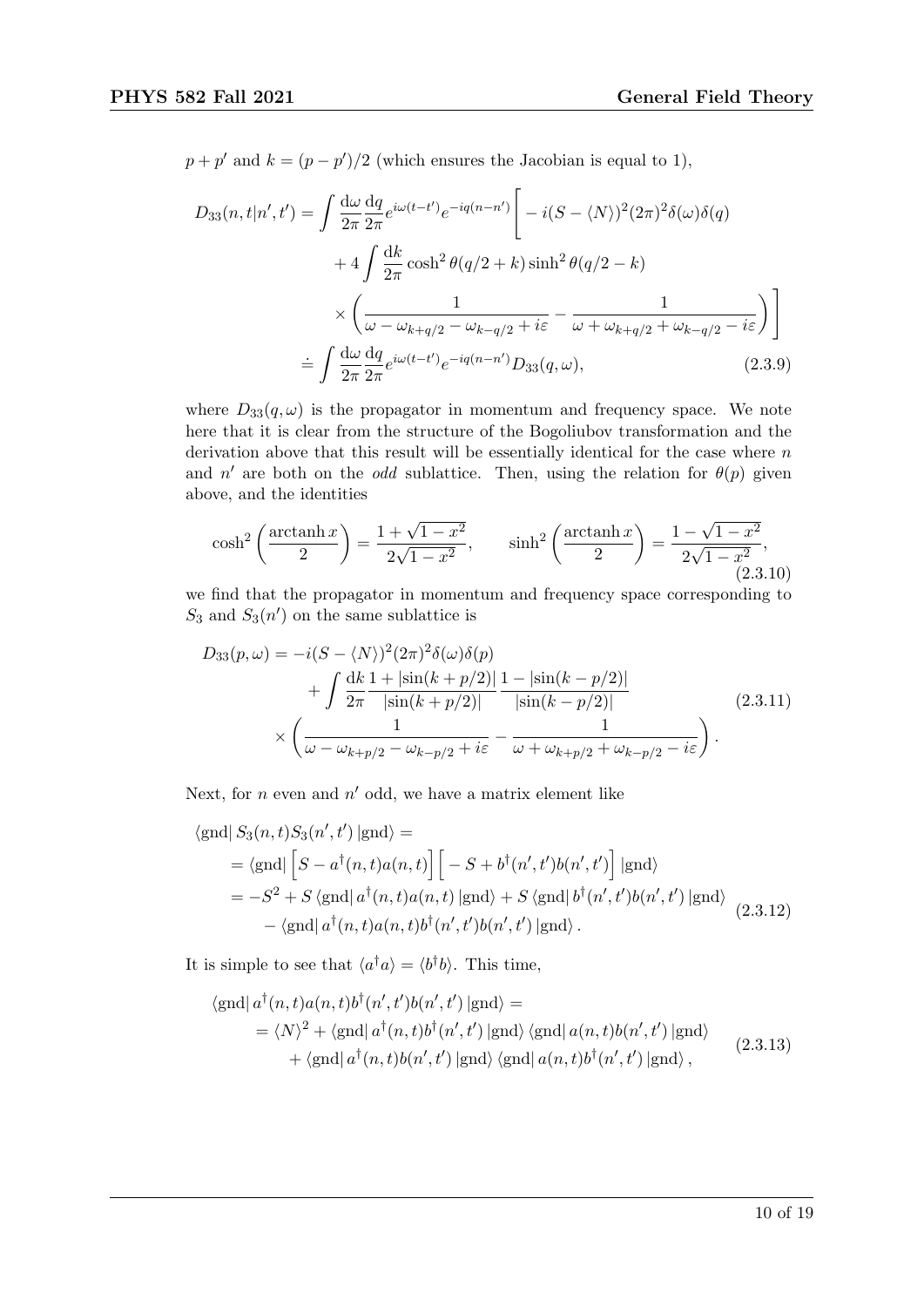$p + p'$ and $k = (p - p')/2$ (which ensures the Jacobian is equal to 1),

$$
\begin{aligned}
D_{33}(n, t|n', t') &= \int \frac{\mathrm{d}\omega}{2\pi} \frac{\mathrm{d}q}{2\pi} e^{i\omega(t-t')} e^{-iq(n-n')} \Bigg[ -i(S - \langle N \rangle)^2 (2\pi)^2 \delta(\omega)\delta(q) \\
&\quad + 4 \int \frac{\mathrm{d}k}{2\pi} \cosh^2\theta(q/2 + k) \sinh^2\theta(q/2 - k) \\
&\quad \times \left( \frac{1}{\omega - \omega_{k+q/2} - \omega_{k-q/2} + i\varepsilon} - \frac{1}{\omega + \omega_{k+q/2} + \omega_{k-q/2} - i\varepsilon} \right) \Bigg] \\
&\doteq \int \frac{\mathrm{d}\omega}{2\pi} \frac{\mathrm{d}q}{2\pi} e^{i\omega(t-t')} e^{-iq(n-n')} D_{33}(q, \omega),
\end{aligned} \tag{2.3.9}
$$

where $D_{33}(q, \omega)$ is the propagator in momentum and frequency space. We note here that it is clear from the structure of the Bogoliubov transformation and the derivation above that this result will be essentially identical for the case where $n$ and $n'$ are both on the *odd* sublattice. Then, using the relation for $\theta(p)$ given above, and the identities

$$
\cosh^2\left(\frac{\operatorname{arctanh} x}{2}\right) = \frac{1 + \sqrt{1 - x^2}}{2\sqrt{1 - x^2}}, \qquad \sinh^2\left(\frac{\operatorname{arctanh} x}{2}\right) = \frac{1 - \sqrt{1 - x^2}}{2\sqrt{1 - x^2}}, \tag{2.3.10}
$$

we find that the propagator in momentum and frequency space corresponding to $S_3$ and $S_3(n')$ on the same sublattice is

$$
\begin{aligned}
D_{33}(p, \omega) &= -i(S - \langle N \rangle)^2 (2\pi)^2 \delta(\omega)\delta(p) \\
&\quad + \int \frac{\mathrm{d}k}{2\pi} \frac{1 + |\sin(k + p/2)|}{|\sin(k + p/2)|} \frac{1 - |\sin(k - p/2)|}{|\sin(k - p/2)|} \\
&\quad \times \left( \frac{1}{\omega - \omega_{k+p/2} - \omega_{k-p/2} + i\varepsilon} - \frac{1}{\omega + \omega_{k+p/2} + \omega_{k-p/2} - i\varepsilon} \right).
\end{aligned} \tag{2.3.11}
$$

Next, for $n$ even and $n'$ odd, we have a matrix element like

$$
\begin{aligned}
&\langle \text{gnd} | S_3(n, t) S_3(n', t') | \text{gnd} \rangle = \\
&= \langle \text{gnd} | \Big[ S - a^\dagger(n, t) a(n, t) \Big] \Big[ -S + b^\dagger(n', t') b(n', t') \Big] | \text{gnd} \rangle \\
&= -S^2 + S \langle \text{gnd} | a^\dagger(n, t) a(n, t) | \text{gnd} \rangle + S \langle \text{gnd} | b^\dagger(n', t') b(n', t') | \text{gnd} \rangle \\
&\quad - \langle \text{gnd} | a^\dagger(n, t) a(n, t) b^\dagger(n', t') b(n', t') | \text{gnd} \rangle.
\end{aligned} \tag{2.3.12}
$$

It is simple to see that $\langle a^\dagger a \rangle = \langle b^\dagger b \rangle$. This time,

$$
\begin{aligned}
&\langle \text{gnd} | a^\dagger(n, t) a(n, t) b^\dagger(n', t') b(n', t') | \text{gnd} \rangle = \\
&= \langle N \rangle^2 + \langle \text{gnd} | a^\dagger(n, t) b^\dagger(n', t') | \text{gnd} \rangle \langle \text{gnd} | a(n, t) b(n', t') | \text{gnd} \rangle \\
&\quad + \langle \text{gnd} | a^\dagger(n, t) b(n', t') | \text{gnd} \rangle \langle \text{gnd} | a(n, t) b^\dagger(n', t') | \text{gnd} \rangle,
\end{aligned} \tag{2.3.13}
$$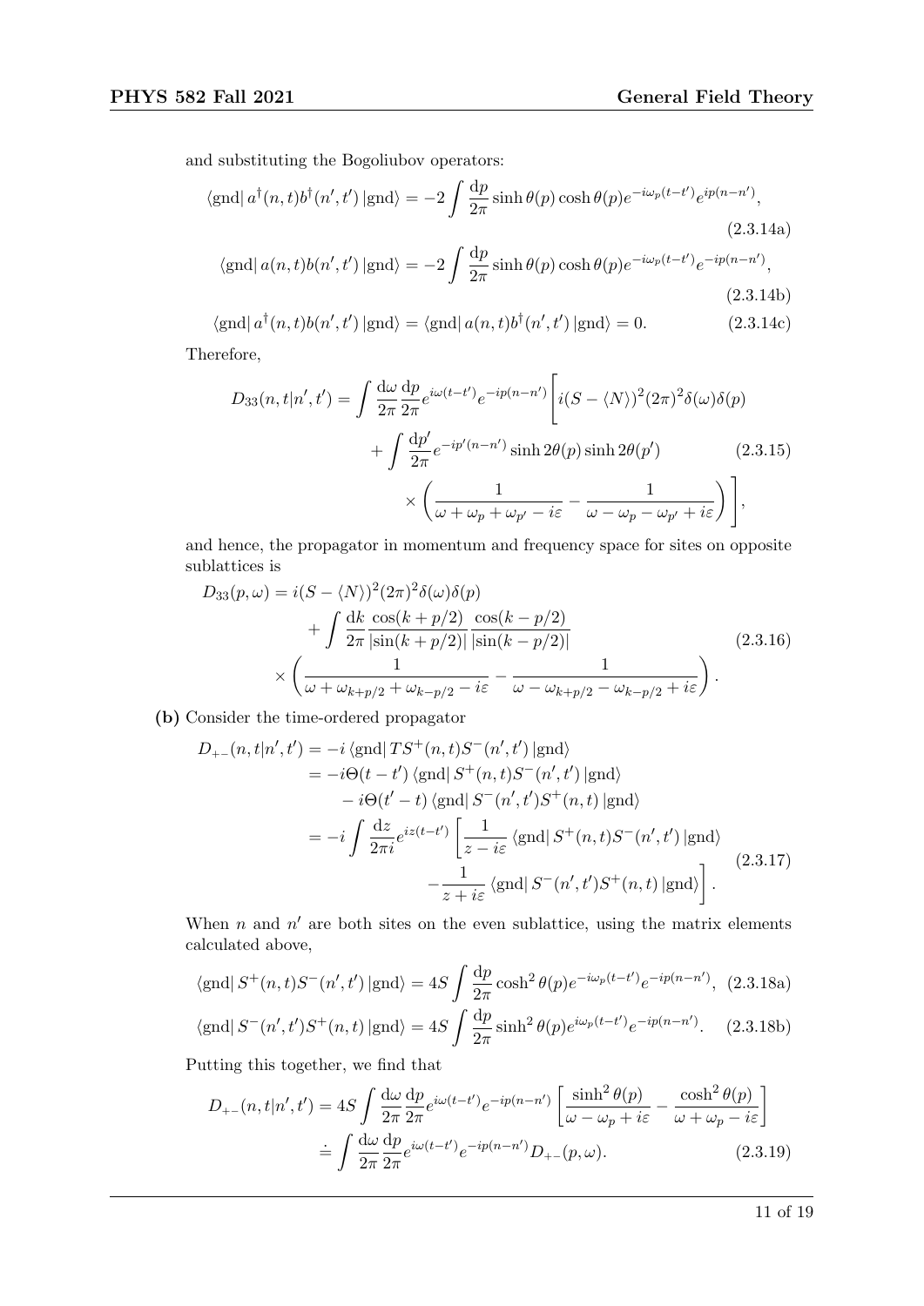and substituting the Bogoliubov operators:

$$\langle \text{gnd} | \, a^\dagger(n,t) b^\dagger(n',t') \, | \text{gnd} \rangle = -2 \int \frac{\mathrm{d}p}{2\pi} \sinh\theta(p) \cosh\theta(p) e^{-i\omega_p(t-t')} e^{ip(n-n')}, \tag{2.3.14a}$$

$$\langle \text{gnd} | \, a(n,t) b(n',t') \, | \text{gnd} \rangle = -2 \int \frac{\mathrm{d}p}{2\pi} \sinh\theta(p) \cosh\theta(p) e^{-i\omega_p(t-t')} e^{-ip(n-n')}, \tag{2.3.14b}$$

$$\langle \text{gnd} | \, a^\dagger(n,t) b(n',t') \, | \text{gnd} \rangle = \langle \text{gnd} | \, a(n,t) b^\dagger(n',t') \, | \text{gnd} \rangle = 0. \tag{2.3.14c}$$

Therefore,

$$\begin{aligned} D_{33}(n,t|n',t') = \int \frac{\mathrm{d}\omega}{2\pi} \frac{\mathrm{d}p}{2\pi} e^{i\omega(t-t')} e^{-ip(n-n')} \Bigg[ & i(S - \langle N \rangle)^2 (2\pi)^2 \delta(\omega) \delta(p) \\ & + \int \frac{\mathrm{d}p'}{2\pi} e^{-ip'(n-n')} \sinh 2\theta(p) \sinh 2\theta(p') \\ & \times \left( \frac{1}{\omega + \omega_p + \omega_{p'} - i\varepsilon} - \frac{1}{\omega - \omega_p - \omega_{p'} + i\varepsilon} \right) \Bigg], \end{aligned} \tag{2.3.15}$$

and hence, the propagator in momentum and frequency space for sites on opposite sublattices is

$$\begin{aligned} D_{33}(p,\omega) = {} & i(S - \langle N \rangle)^2 (2\pi)^2 \delta(\omega) \delta(p) \\ & + \int \frac{\mathrm{d}k}{2\pi} \frac{\cos(k+p/2)}{|\sin(k+p/2)|} \frac{\cos(k-p/2)}{|\sin(k-p/2)|} \\ & \times \left( \frac{1}{\omega + \omega_{k+p/2} + \omega_{k-p/2} - i\varepsilon} - \frac{1}{\omega - \omega_{k+p/2} - \omega_{k-p/2} + i\varepsilon} \right). \end{aligned} \tag{2.3.16}$$

**(b)** Consider the time-ordered propagator

$$\begin{aligned} D_{+-}(n,t|n',t') &= -i \langle \text{gnd} | \, T S^+(n,t) S^-(n',t') \, | \text{gnd} \rangle \\ &= -i\Theta(t-t') \langle \text{gnd} | \, S^+(n,t) S^-(n',t') \, | \text{gnd} \rangle \\ &\quad - i\Theta(t'-t) \langle \text{gnd} | \, S^-(n',t') S^+(n,t) \, | \text{gnd} \rangle \\ &= -i \int \frac{\mathrm{d}z}{2\pi i} e^{iz(t-t')} \Bigg[ \frac{1}{z - i\varepsilon} \langle \text{gnd} | \, S^+(n,t) S^-(n',t') \, | \text{gnd} \rangle \\ &\qquad - \frac{1}{z + i\varepsilon} \langle \text{gnd} | \, S^-(n',t') S^+(n,t) \, | \text{gnd} \rangle \Bigg]. \end{aligned} \tag{2.3.17}$$

When $n$ and $n'$ are both sites on the even sublattice, using the matrix elements calculated above,

$$\langle \text{gnd} | \, S^+(n,t) S^-(n',t') \, | \text{gnd} \rangle = 4S \int \frac{\mathrm{d}p}{2\pi} \cosh^2\theta(p) e^{-i\omega_p(t-t')} e^{-ip(n-n')}, \tag{2.3.18a}$$

$$\langle \text{gnd} | \, S^-(n',t') S^+(n,t) \, | \text{gnd} \rangle = 4S \int \frac{\mathrm{d}p}{2\pi} \sinh^2\theta(p) e^{i\omega_p(t-t')} e^{-ip(n-n')}. \tag{2.3.18b}$$

Putting this together, we find that

$$\begin{aligned} D_{+-}(n,t|n',t') &= 4S \int \frac{\mathrm{d}\omega}{2\pi} \frac{\mathrm{d}p}{2\pi} e^{i\omega(t-t')} e^{-ip(n-n')} \left[ \frac{\sinh^2\theta(p)}{\omega - \omega_p + i\varepsilon} - \frac{\cosh^2\theta(p)}{\omega + \omega_p - i\varepsilon} \right] \\ &\doteq \int \frac{\mathrm{d}\omega}{2\pi} \frac{\mathrm{d}p}{2\pi} e^{i\omega(t-t')} e^{-ip(n-n')} D_{+-}(p,\omega). \end{aligned} \tag{2.3.19}$$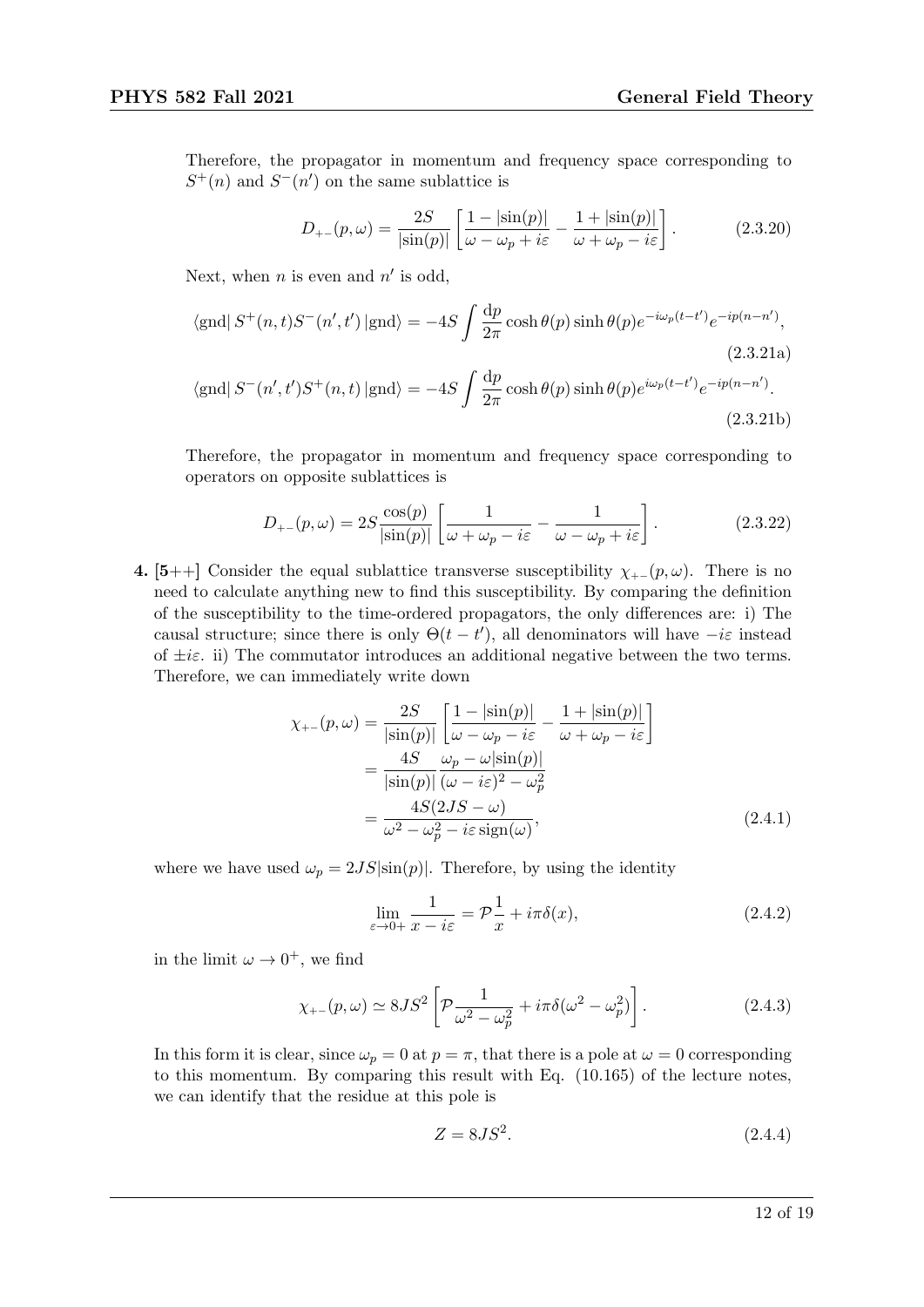Therefore, the propagator in momentum and frequency space corresponding to $S^+(n)$ and $S^-(n')$ on the same sublattice is

$$D_{+-}(p,\omega) = \frac{2S}{|\sin(p)|}\left[\frac{1-|\sin(p)|}{\omega-\omega_p+i\varepsilon} - \frac{1+|\sin(p)|}{\omega+\omega_p-i\varepsilon}\right]. \tag{2.3.20}$$

Next, when $n$ is even and $n'$ is odd,

$$\langle \text{gnd}|\, S^+(n,t)S^-(n',t')\,|\text{gnd}\rangle = -4S\int \frac{\mathrm{d}p}{2\pi}\cosh\theta(p)\sinh\theta(p)e^{-i\omega_p(t-t')}e^{-ip(n-n')}, \tag{2.3.21a}$$

$$\langle \text{gnd}|\, S^-(n',t')S^+(n,t)\,|\text{gnd}\rangle = -4S\int \frac{\mathrm{d}p}{2\pi}\cosh\theta(p)\sinh\theta(p)e^{i\omega_p(t-t')}e^{-ip(n-n')}. \tag{2.3.21b}$$

Therefore, the propagator in momentum and frequency space corresponding to operators on opposite sublattices is

$$D_{+-}(p,\omega) = 2S\frac{\cos(p)}{|\sin(p)|}\left[\frac{1}{\omega+\omega_p-i\varepsilon} - \frac{1}{\omega-\omega_p+i\varepsilon}\right]. \tag{2.3.22}$$

**4.** **[5++]** Consider the equal sublattice transverse susceptibility $\chi_{+-}(p,\omega)$. There is no need to calculate anything new to find this susceptibility. By comparing the definition of the susceptibility to the time-ordered propagators, the only differences are: i) The causal structure; since there is only $\Theta(t-t')$, all denominators will have $-i\varepsilon$ instead of $\pm i\varepsilon$. ii) The commutator introduces an additional negative between the two terms. Therefore, we can immediately write down

$$\begin{aligned}
\chi_{+-}(p,\omega) &= \frac{2S}{|\sin(p)|}\left[\frac{1-|\sin(p)|}{\omega-\omega_p-i\varepsilon} - \frac{1+|\sin(p)|}{\omega+\omega_p-i\varepsilon}\right] \\
&= \frac{4S}{|\sin(p)|}\frac{\omega_p-\omega|\sin(p)|}{(\omega-i\varepsilon)^2-\omega_p^2} \\
&= \frac{4S(2JS-\omega)}{\omega^2-\omega_p^2-i\varepsilon\,\mathrm{sign}(\omega)},
\end{aligned} \tag{2.4.1}$$

where we have used $\omega_p = 2JS|\sin(p)|$. Therefore, by using the identity

$$\lim_{\varepsilon\to 0+}\frac{1}{x-i\varepsilon} = \mathcal{P}\frac{1}{x} + i\pi\delta(x), \tag{2.4.2}$$

in the limit $\omega\to 0^+$, we find

$$\chi_{+-}(p,\omega) \simeq 8JS^2\left[\mathcal{P}\frac{1}{\omega^2-\omega_p^2} + i\pi\delta(\omega^2-\omega_p^2)\right]. \tag{2.4.3}$$

In this form it is clear, since $\omega_p = 0$ at $p=\pi$, that there is a pole at $\omega = 0$ corresponding to this momentum. By comparing this result with Eq. (10.165) of the lecture notes, we can identify that the residue at this pole is

$$Z = 8JS^2. \tag{2.4.4}$$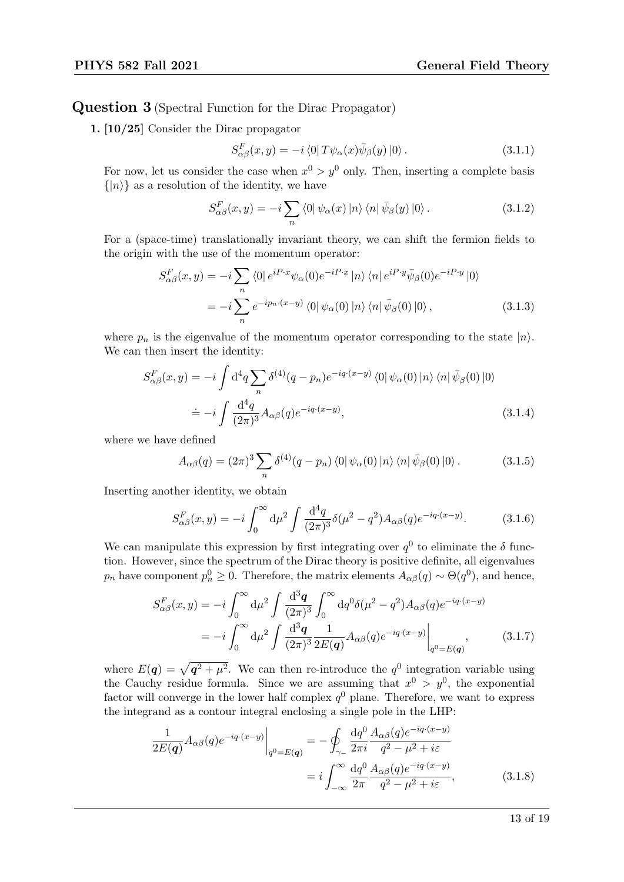## Question 3 (Spectral Function for the Dirac Propagator)

**1. [10/25]** Consider the Dirac propagator

$$S^F_{\alpha\beta}(x,y) = -i\,\langle 0|\,T\psi_\alpha(x)\bar{\psi}_\beta(y)\,|0\rangle\,. \tag{3.1.1}$$

For now, let us consider the case when $x^0 > y^0$ only. Then, inserting a complete basis $\{|n\rangle\}$ as a resolution of the identity, we have

$$S^F_{\alpha\beta}(x,y) = -i\sum_n \langle 0|\,\psi_\alpha(x)\,|n\rangle\,\langle n|\,\bar{\psi}_\beta(y)\,|0\rangle\,. \tag{3.1.2}$$

For a (space-time) translationally invariant theory, we can shift the fermion fields to the origin with the use of the momentum operator:

$$\begin{aligned}
S^F_{\alpha\beta}(x,y) &= -i\sum_n \langle 0|\,e^{iP\cdot x}\psi_\alpha(0)e^{-iP\cdot x}\,|n\rangle\,\langle n|\,e^{iP\cdot y}\bar{\psi}_\beta(0)e^{-iP\cdot y}\,|0\rangle \\
&= -i\sum_n e^{-ip_n\cdot(x-y)}\,\langle 0|\,\psi_\alpha(0)\,|n\rangle\,\langle n|\,\bar{\psi}_\beta(0)\,|0\rangle\,,
\end{aligned} \tag{3.1.3}$$

where $p_n$ is the eigenvalue of the momentum operator corresponding to the state $|n\rangle$. We can then insert the identity:

$$\begin{aligned}
S^F_{\alpha\beta}(x,y) &= -i\int \mathrm{d}^4q\sum_n \delta^{(4)}(q-p_n)e^{-iq\cdot(x-y)}\,\langle 0|\,\psi_\alpha(0)\,|n\rangle\,\langle n|\,\bar{\psi}_\beta(0)\,|0\rangle \\
&\doteq -i\int \frac{\mathrm{d}^4q}{(2\pi)^3}A_{\alpha\beta}(q)e^{-iq\cdot(x-y)},
\end{aligned} \tag{3.1.4}$$

where we have defined

$$A_{\alpha\beta}(q) = (2\pi)^3\sum_n \delta^{(4)}(q-p_n)\,\langle 0|\,\psi_\alpha(0)\,|n\rangle\,\langle n|\,\bar{\psi}_\beta(0)\,|0\rangle\,. \tag{3.1.5}$$

Inserting another identity, we obtain

$$S^F_{\alpha\beta}(x,y) = -i\int_0^\infty \mathrm{d}\mu^2\int\frac{\mathrm{d}^4q}{(2\pi)^3}\delta(\mu^2-q^2)A_{\alpha\beta}(q)e^{-iq\cdot(x-y)}. \tag{3.1.6}$$

We can manipulate this expression by first integrating over $q^0$ to eliminate the $\delta$ function. However, since the spectrum of the Dirac theory is positive definite, all eigenvalues $p_n$ have component $p^0_n \geq 0$. Therefore, the matrix elements $A_{\alpha\beta}(q) \sim \Theta(q^0)$, and hence,

$$\begin{aligned}
S^F_{\alpha\beta}(x,y) &= -i\int_0^\infty \mathrm{d}\mu^2\int\frac{\mathrm{d}^3\boldsymbol{q}}{(2\pi)^3}\int_0^\infty \mathrm{d}q^0\delta(\mu^2-q^2)A_{\alpha\beta}(q)e^{-iq\cdot(x-y)} \\
&= -i\int_0^\infty \mathrm{d}\mu^2\int\frac{\mathrm{d}^3\boldsymbol{q}}{(2\pi)^3}\frac{1}{2E(\boldsymbol{q})}A_{\alpha\beta}(q)e^{-iq\cdot(x-y)}\bigg|_{q^0=E(\boldsymbol{q})},
\end{aligned} \tag{3.1.7}$$

where $E(\boldsymbol{q}) = \sqrt{\boldsymbol{q}^2+\mu^2}$. We can then re-introduce the $q^0$ integration variable using the Cauchy residue formula. Since we are assuming that $x^0 > y^0$, the exponential factor will converge in the lower half complex $q^0$ plane. Therefore, we want to express the integrand as a contour integral enclosing a single pole in the LHP:

$$\begin{aligned}
\frac{1}{2E(\boldsymbol{q})}A_{\alpha\beta}(q)e^{-iq\cdot(x-y)}\bigg|_{q^0=E(\boldsymbol{q})} &= -\oint_{\gamma_-}\frac{\mathrm{d}q^0}{2\pi i}\frac{A_{\alpha\beta}(q)e^{-iq\cdot(x-y)}}{q^2-\mu^2+i\varepsilon} \\
&= i\int_{-\infty}^\infty \frac{\mathrm{d}q^0}{2\pi}\frac{A_{\alpha\beta}(q)e^{-iq\cdot(x-y)}}{q^2-\mu^2+i\varepsilon},
\end{aligned} \tag{3.1.8}$$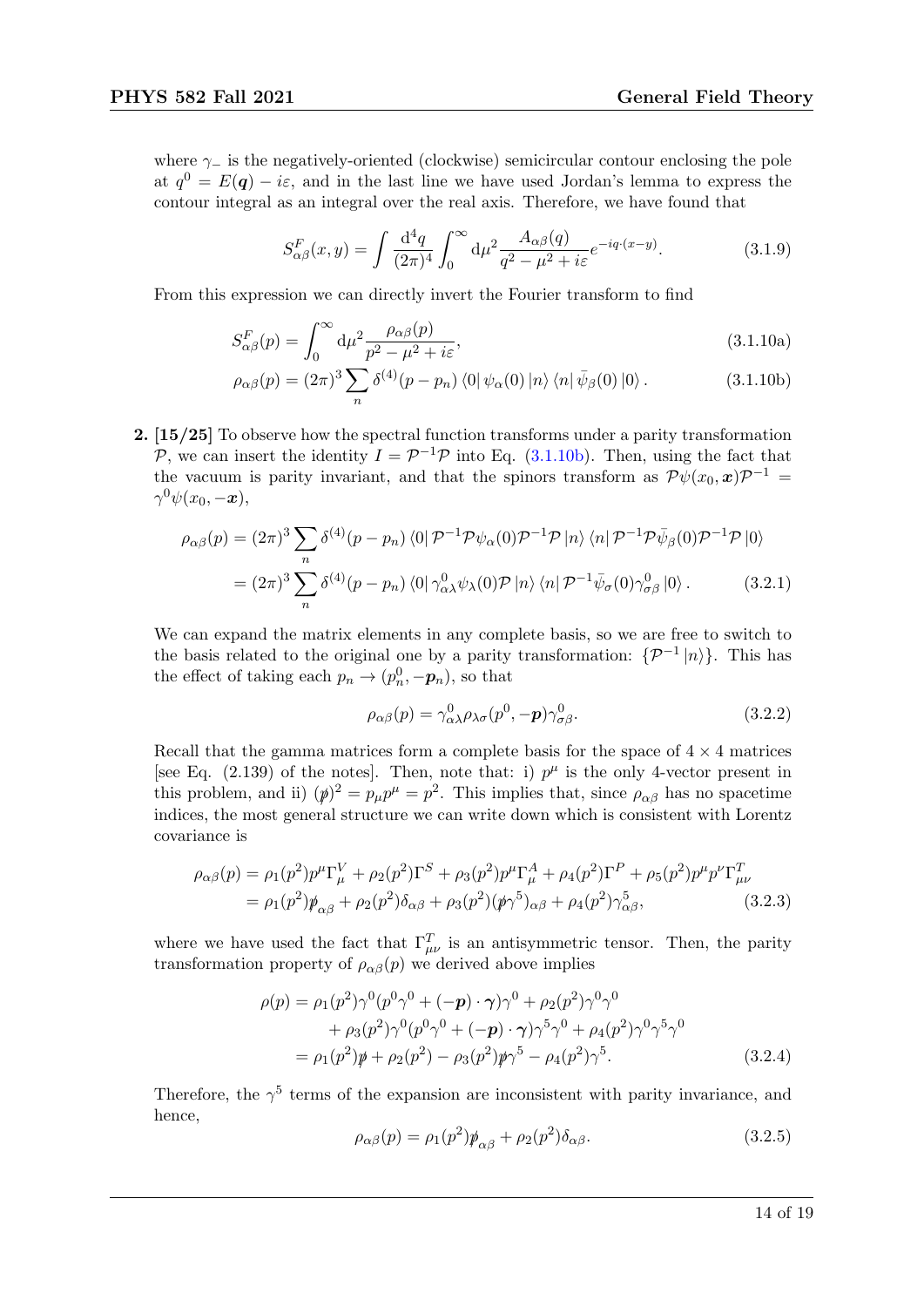where $\gamma_-$ is the negatively-oriented (clockwise) semicircular contour enclosing the pole at $q^0 = E(\boldsymbol{q}) - i\varepsilon$, and in the last line we have used Jordan's lemma to express the contour integral as an integral over the real axis. Therefore, we have found that

$$S^F_{\alpha\beta}(x,y) = \int \frac{\mathrm{d}^4 q}{(2\pi)^4} \int_0^\infty \mathrm{d}\mu^2 \frac{A_{\alpha\beta}(q)}{q^2 - \mu^2 + i\varepsilon} e^{-iq\cdot(x-y)}. \tag{3.1.9}$$

From this expression we can directly invert the Fourier transform to find

$$S^F_{\alpha\beta}(p) = \int_0^\infty \mathrm{d}\mu^2 \frac{\rho_{\alpha\beta}(p)}{p^2 - \mu^2 + i\varepsilon}, \tag{3.1.10a}$$

$$\rho_{\alpha\beta}(p) = (2\pi)^3 \sum_n \delta^{(4)}(p - p_n) \langle 0 | \psi_\alpha(0) | n\rangle \langle n | \bar{\psi}_\beta(0) | 0\rangle. \tag{3.1.10b}$$

**2. [15/25]** To observe how the spectral function transforms under a parity transformation $\mathcal{P}$, we can insert the identity $I = \mathcal{P}^{-1}\mathcal{P}$ into Eq. (3.1.10b). Then, using the fact that the vacuum is parity invariant, and that the spinors transform as $\mathcal{P}\psi(x_0, \boldsymbol{x})\mathcal{P}^{-1} = \gamma^0\psi(x_0, -\boldsymbol{x})$,

$$\begin{aligned}
\rho_{\alpha\beta}(p) &= (2\pi)^3 \sum_n \delta^{(4)}(p - p_n) \langle 0 | \mathcal{P}^{-1}\mathcal{P}\psi_\alpha(0)\mathcal{P}^{-1}\mathcal{P} | n\rangle \langle n | \mathcal{P}^{-1}\mathcal{P}\bar{\psi}_\beta(0)\mathcal{P}^{-1}\mathcal{P} | 0\rangle \\
&= (2\pi)^3 \sum_n \delta^{(4)}(p - p_n) \langle 0 | \gamma^0_{\alpha\lambda}\psi_\lambda(0)\mathcal{P} | n\rangle \langle n | \mathcal{P}^{-1}\bar{\psi}_\sigma(0)\gamma^0_{\sigma\beta} | 0\rangle.
\end{aligned} \tag{3.2.1}$$

We can expand the matrix elements in any complete basis, so we are free to switch to the basis related to the original one by a parity transformation: $\{\mathcal{P}^{-1}|n\rangle\}$. This has the effect of taking each $p_n \to (p_n^0, -\boldsymbol{p}_n)$, so that

$$\rho_{\alpha\beta}(p) = \gamma^0_{\alpha\lambda}\rho_{\lambda\sigma}(p^0, -\boldsymbol{p})\gamma^0_{\sigma\beta}. \tag{3.2.2}$$

Recall that the gamma matrices form a complete basis for the space of $4\times 4$ matrices [see Eq. (2.139) of the notes]. Then, note that: i) $p^\mu$ is the only 4-vector present in this problem, and ii) $(\not{p})^2 = p_\mu p^\mu = p^2$. This implies that, since $\rho_{\alpha\beta}$ has no spacetime indices, the most general structure we can write down which is consistent with Lorentz covariance is

$$\begin{aligned}
\rho_{\alpha\beta}(p) &= \rho_1(p^2)p^\mu\Gamma^V_\mu + \rho_2(p^2)\Gamma^S + \rho_3(p^2)p^\mu\Gamma^A_\mu + \rho_4(p^2)\Gamma^P + \rho_5(p^2)p^\mu p^\nu\Gamma^T_{\mu\nu} \\
&= \rho_1(p^2)\not{p}_{\alpha\beta} + \rho_2(p^2)\delta_{\alpha\beta} + \rho_3(p^2)(\not{p}\gamma^5)_{\alpha\beta} + \rho_4(p^2)\gamma^5_{\alpha\beta},
\end{aligned} \tag{3.2.3}$$

where we have used the fact that $\Gamma^T_{\mu\nu}$ is an antisymmetric tensor. Then, the parity transformation property of $\rho_{\alpha\beta}(p)$ we derived above implies

$$\begin{aligned}
\rho(p) &= \rho_1(p^2)\gamma^0(p^0\gamma^0 + (-\boldsymbol{p})\cdot\boldsymbol{\gamma})\gamma^0 + \rho_2(p^2)\gamma^0\gamma^0 \\
&\quad + \rho_3(p^2)\gamma^0(p^0\gamma^0 + (-\boldsymbol{p})\cdot\boldsymbol{\gamma})\gamma^5\gamma^0 + \rho_4(p^2)\gamma^0\gamma^5\gamma^0 \\
&= \rho_1(p^2)\not{p} + \rho_2(p^2) - \rho_3(p^2)\not{p}\gamma^5 - \rho_4(p^2)\gamma^5.
\end{aligned} \tag{3.2.4}$$

Therefore, the $\gamma^5$ terms of the expansion are inconsistent with parity invariance, and hence,

$$\rho_{\alpha\beta}(p) = \rho_1(p^2)\not{p}_{\alpha\beta} + \rho_2(p^2)\delta_{\alpha\beta}. \tag{3.2.5}$$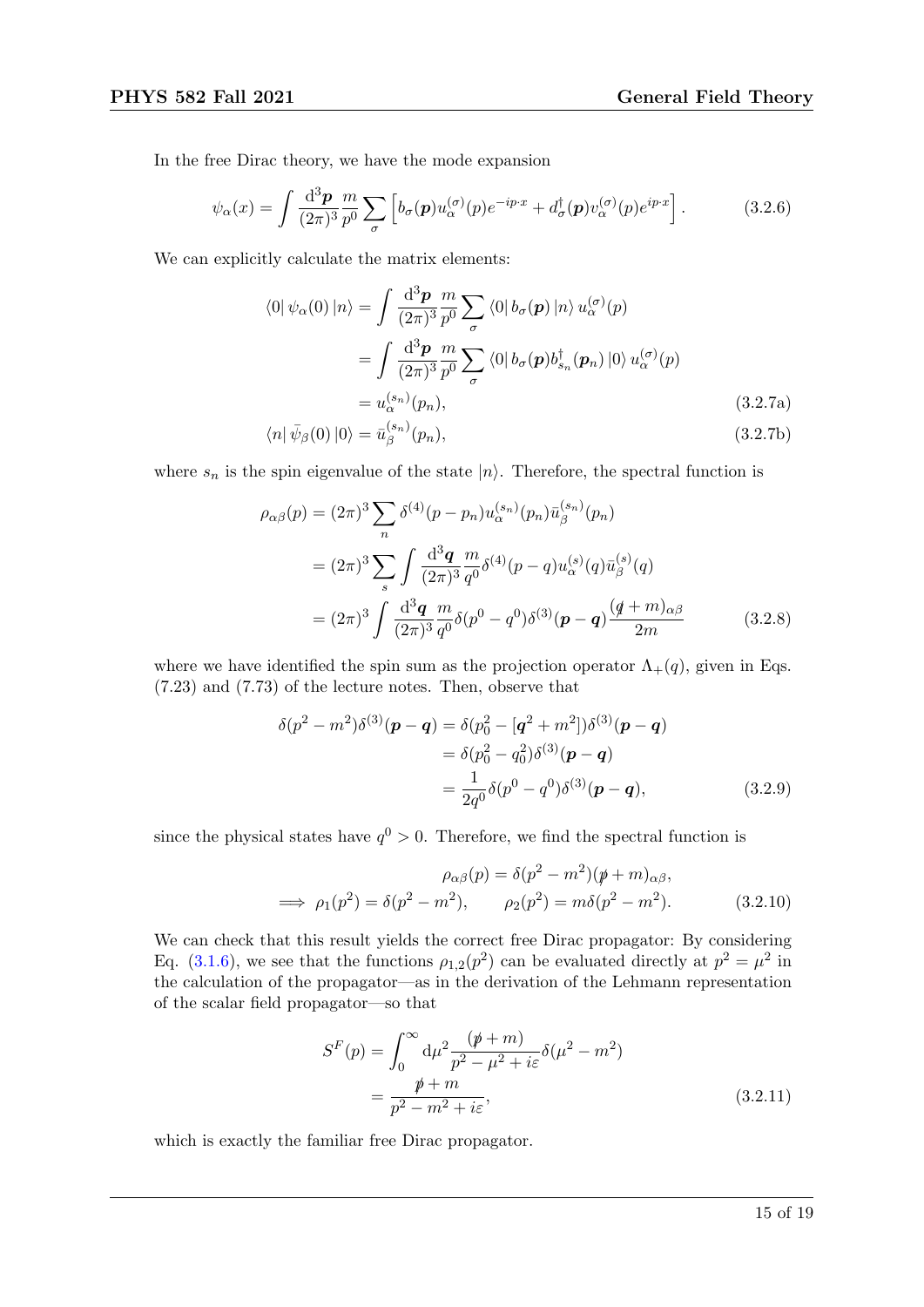In the free Dirac theory, we have the mode expansion

$$\psi_\alpha(x) = \int \frac{\mathrm{d}^3\boldsymbol{p}}{(2\pi)^3}\frac{m}{p^0}\sum_\sigma \left[ b_\sigma(\boldsymbol{p}) u_\alpha^{(\sigma)}(p) e^{-ip\cdot x} + d_\sigma^\dagger(\boldsymbol{p}) v_\alpha^{(\sigma)}(p) e^{ip\cdot x} \right]. \tag{3.2.6}$$

We can explicitly calculate the matrix elements:

$$\begin{aligned}
\langle 0|\, \psi_\alpha(0)\, |n\rangle &= \int \frac{\mathrm{d}^3\boldsymbol{p}}{(2\pi)^3}\frac{m}{p^0}\sum_\sigma \langle 0|\, b_\sigma(\boldsymbol{p})\, |n\rangle\, u_\alpha^{(\sigma)}(p) \\
&= \int \frac{\mathrm{d}^3\boldsymbol{p}}{(2\pi)^3}\frac{m}{p^0}\sum_\sigma \langle 0|\, b_\sigma(\boldsymbol{p}) b_{s_n}^\dagger(\boldsymbol{p}_n)\, |0\rangle\, u_\alpha^{(\sigma)}(p) \\
&= u_\alpha^{(s_n)}(p_n), \qquad\qquad\qquad\qquad\qquad\qquad (3.2.7\text{a}) \\
\langle n|\, \bar\psi_\beta(0)\, |0\rangle &= \bar u_\beta^{(s_n)}(p_n), \qquad\qquad\qquad\qquad\qquad\qquad (3.2.7\text{b})
\end{aligned}$$

where $s_n$ is the spin eigenvalue of the state $|n\rangle$. Therefore, the spectral function is

$$\begin{aligned}
\rho_{\alpha\beta}(p) &= (2\pi)^3 \sum_n \delta^{(4)}(p-p_n) u_\alpha^{(s_n)}(p_n) \bar u_\beta^{(s_n)}(p_n) \\
&= (2\pi)^3 \sum_s \int \frac{\mathrm{d}^3\boldsymbol{q}}{(2\pi)^3}\frac{m}{q^0} \delta^{(4)}(p-q) u_\alpha^{(s)}(q) \bar u_\beta^{(s)}(q) \\
&= (2\pi)^3 \int \frac{\mathrm{d}^3\boldsymbol{q}}{(2\pi)^3}\frac{m}{q^0} \delta(p^0-q^0)\delta^{(3)}(\boldsymbol{p}-\boldsymbol{q}) \frac{(\not{q}+m)_{\alpha\beta}}{2m}
\end{aligned} \tag{3.2.8}$$

where we have identified the spin sum as the projection operator $\Lambda_+(q)$, given in Eqs. (7.23) and (7.73) of the lecture notes. Then, observe that

$$\begin{aligned}
\delta(p^2-m^2)\delta^{(3)}(\boldsymbol{p}-\boldsymbol{q}) &= \delta(p_0^2 - [\boldsymbol{q}^2 + m^2])\delta^{(3)}(\boldsymbol{p}-\boldsymbol{q}) \\
&= \delta(p_0^2 - q_0^2)\delta^{(3)}(\boldsymbol{p}-\boldsymbol{q}) \\
&= \frac{1}{2q^0}\delta(p^0-q^0)\delta^{(3)}(\boldsymbol{p}-\boldsymbol{q}),
\end{aligned} \tag{3.2.9}$$

since the physical states have $q^0 > 0$. Therefore, we find the spectral function is

$$\begin{aligned}
\rho_{\alpha\beta}(p) &= \delta(p^2-m^2)(\not{p}+m)_{\alpha\beta}, \\
\implies \rho_1(p^2) = \delta(p^2-m^2), &\qquad \rho_2(p^2) = m\delta(p^2-m^2).
\end{aligned} \tag{3.2.10}$$

We can check that this result yields the correct free Dirac propagator: By considering Eq. (3.1.6), we see that the functions $\rho_{1,2}(p^2)$ can be evaluated directly at $p^2 = \mu^2$ in the calculation of the propagator—as in the derivation of the Lehmann representation of the scalar field propagator—so that

$$\begin{aligned}
S^F(p) &= \int_0^\infty \mathrm{d}\mu^2 \frac{(\not{p}+m)}{p^2-\mu^2+i\varepsilon}\delta(\mu^2-m^2) \\
&= \frac{\not{p}+m}{p^2-m^2+i\varepsilon},
\end{aligned} \tag{3.2.11}$$

which is exactly the familiar free Dirac propagator.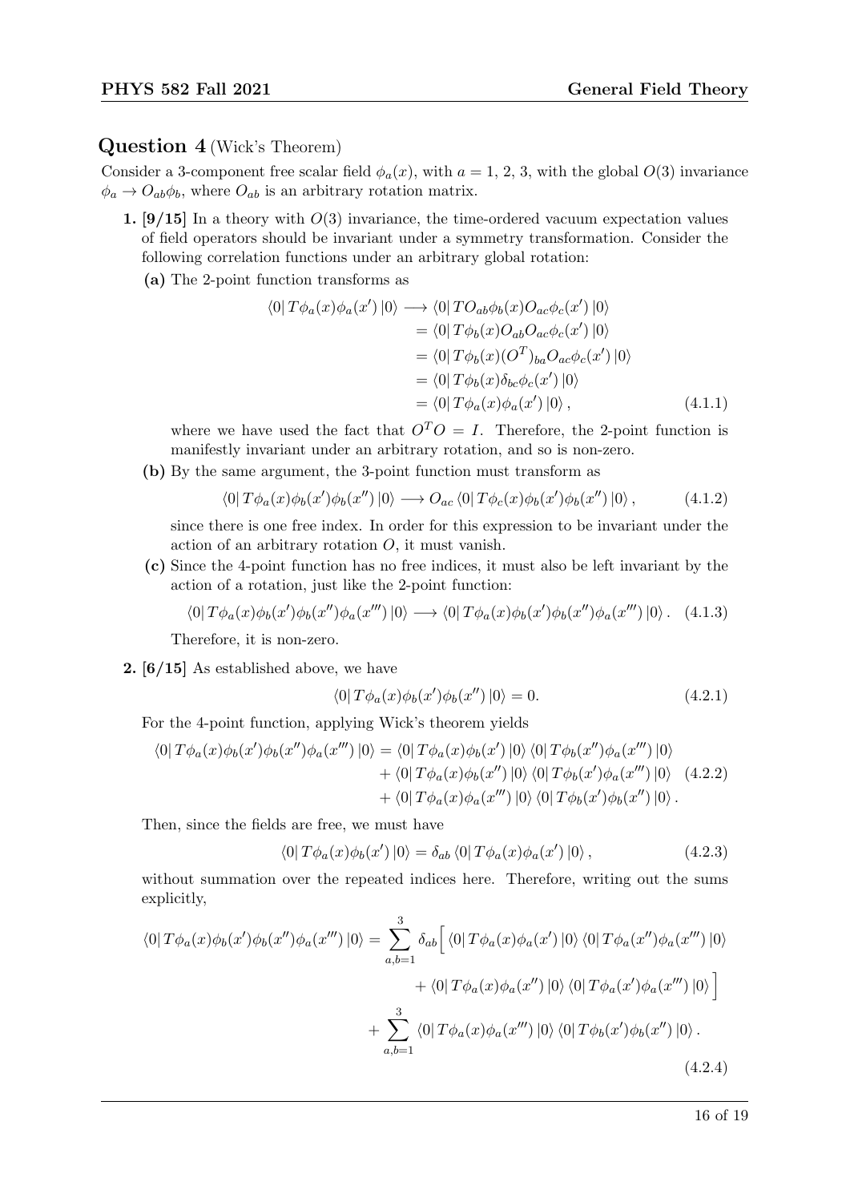## Question 4 (Wick's Theorem)

Consider a 3-component free scalar field $\phi_a(x)$, with $a = 1, 2, 3$, with the global $O(3)$ invariance $\phi_a \to O_{ab}\phi_b$, where $O_{ab}$ is an arbitrary rotation matrix.

**1. [9/15]** In a theory with $O(3)$ invariance, the time-ordered vacuum expectation values of field operators should be invariant under a symmetry transformation. Consider the following correlation functions under an arbitrary global rotation:

**(a)** The 2-point function transforms as

$$
\begin{aligned}
\langle 0| T\phi_a(x)\phi_a(x') |0\rangle \longrightarrow& \langle 0| TO_{ab}\phi_b(x)O_{ac}\phi_c(x') |0\rangle \\
&= \langle 0| T\phi_b(x)O_{ab}O_{ac}\phi_c(x') |0\rangle \\
&= \langle 0| T\phi_b(x)(O^T)_{ba}O_{ac}\phi_c(x') |0\rangle \\
&= \langle 0| T\phi_b(x)\delta_{bc}\phi_c(x') |0\rangle \\
&= \langle 0| T\phi_a(x)\phi_a(x') |0\rangle , \qquad (4.1.1)
\end{aligned}
$$

where we have used the fact that $O^T O = I$. Therefore, the 2-point function is manifestly invariant under an arbitrary rotation, and so is non-zero.

**(b)** By the same argument, the 3-point function must transform as

$$
\langle 0| T\phi_a(x)\phi_b(x')\phi_b(x'') |0\rangle \longrightarrow O_{ac}\langle 0| T\phi_c(x)\phi_b(x')\phi_b(x'') |0\rangle , \qquad (4.1.2)
$$

since there is one free index. In order for this expression to be invariant under the action of an arbitrary rotation $O$, it must vanish.

**(c)** Since the 4-point function has no free indices, it must also be left invariant by the action of a rotation, just like the 2-point function:

$$
\langle 0| T\phi_a(x)\phi_b(x')\phi_b(x'')\phi_a(x''') |0\rangle \longrightarrow \langle 0| T\phi_a(x)\phi_b(x')\phi_b(x'')\phi_a(x''') |0\rangle . \qquad (4.1.3)
$$

Therefore, it is non-zero.

**2. [6/15]** As established above, we have

$$
\langle 0| T\phi_a(x)\phi_b(x')\phi_b(x'') |0\rangle = 0. \qquad (4.2.1)
$$

For the 4-point function, applying Wick's theorem yields

$$
\begin{aligned}
\langle 0| T\phi_a(x)\phi_b(x')\phi_b(x'')\phi_a(x''') |0\rangle =& \langle 0| T\phi_a(x)\phi_b(x') |0\rangle \langle 0| T\phi_b(x'')\phi_a(x''') |0\rangle \\
&+ \langle 0| T\phi_a(x)\phi_b(x'') |0\rangle \langle 0| T\phi_b(x')\phi_a(x''') |0\rangle \qquad (4.2.2) \\
&+ \langle 0| T\phi_a(x)\phi_a(x''') |0\rangle \langle 0| T\phi_b(x')\phi_b(x'') |0\rangle .
\end{aligned}
$$

Then, since the fields are free, we must have

$$
\langle 0| T\phi_a(x)\phi_b(x') |0\rangle = \delta_{ab}\langle 0| T\phi_a(x)\phi_a(x') |0\rangle , \qquad (4.2.3)
$$

without summation over the repeated indices here. Therefore, writing out the sums explicitly,

$$
\begin{aligned}
\langle 0| T\phi_a(x)\phi_b(x')\phi_b(x'')\phi_a(x''') |0\rangle = \sum_{a,b=1}^{3} \delta_{ab}\Big[& \langle 0| T\phi_a(x)\phi_a(x') |0\rangle \langle 0| T\phi_a(x'')\phi_a(x''') |0\rangle \\
&+ \langle 0| T\phi_a(x)\phi_a(x'') |0\rangle \langle 0| T\phi_a(x')\phi_a(x''') |0\rangle \Big] \\
+ \sum_{a,b=1}^{3} & \langle 0| T\phi_a(x)\phi_a(x''') |0\rangle \langle 0| T\phi_b(x')\phi_b(x'') |0\rangle .
\end{aligned}
\qquad (4.2.4)
$$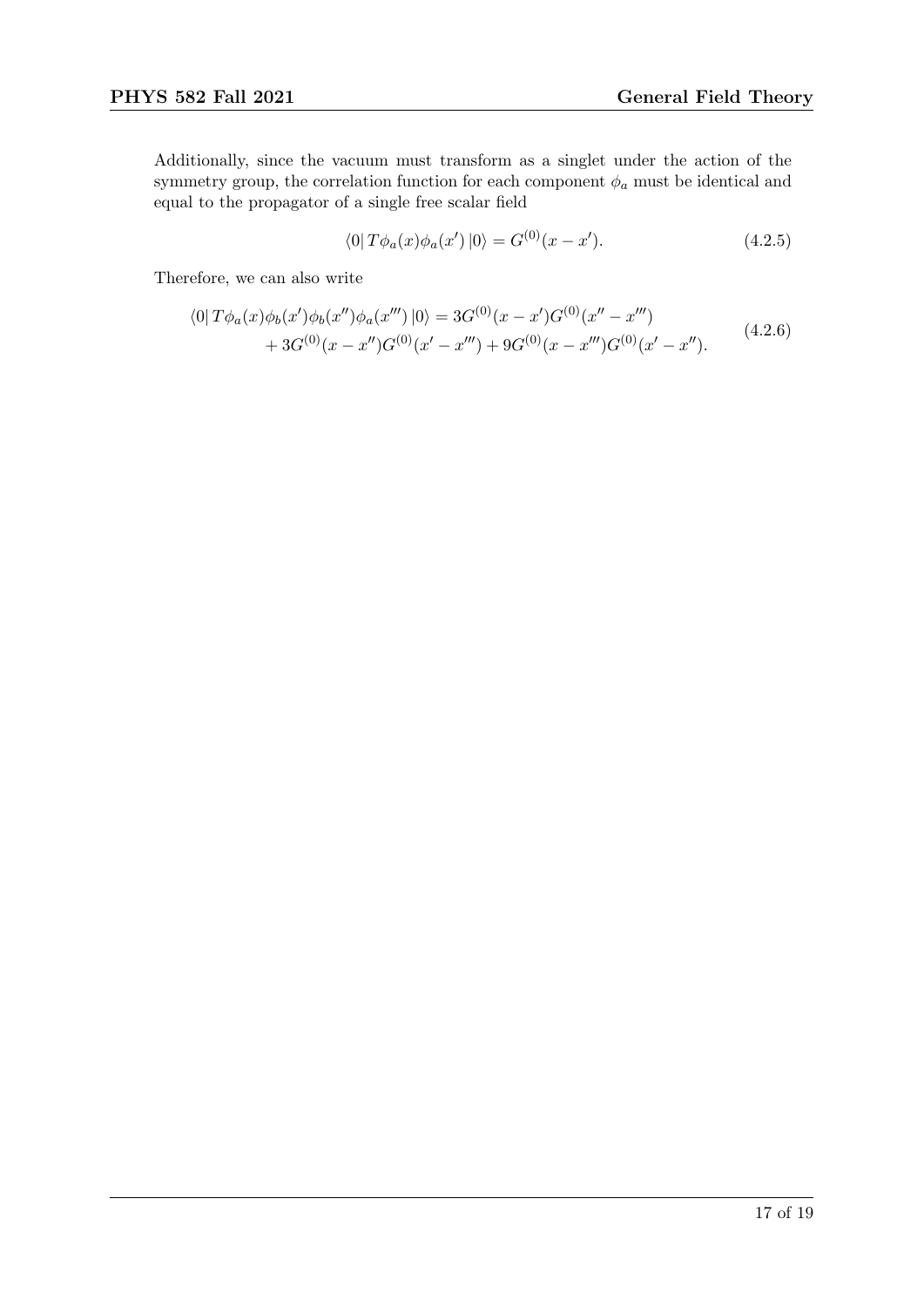Additionally, since the vacuum must transform as a singlet under the action of the symmetry group, the correlation function for each component $\phi_a$ must be identical and equal to the propagator of a single free scalar field

$$\langle 0| T\phi_a(x)\phi_a(x') |0\rangle = G^{(0)}(x - x'). \tag{4.2.5}$$

Therefore, we can also write

$$\begin{aligned}
\langle 0| T\phi_a(x)\phi_b(x')\phi_b(x'')\phi_a(x''') |0\rangle &= 3G^{(0)}(x - x')G^{(0)}(x'' - x''') \\
&+ 3G^{(0)}(x - x'')G^{(0)}(x' - x''') + 9G^{(0)}(x - x''')G^{(0)}(x' - x'').
\end{aligned} \tag{4.2.6}$$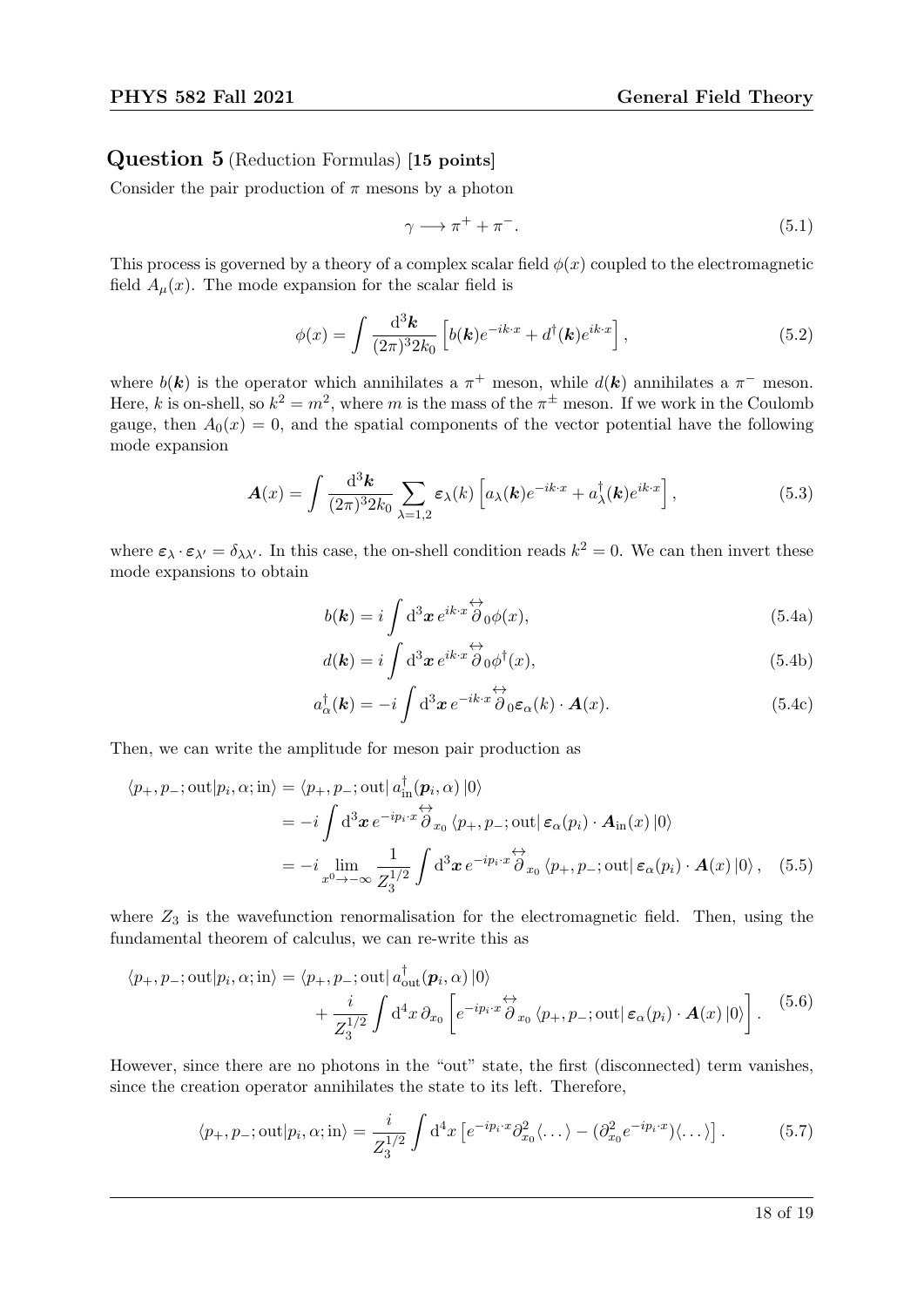## Question 5 (Reduction Formulas) [15 points]

Consider the pair production of $\pi$ mesons by a photon

$$\gamma \longrightarrow \pi^+ + \pi^-. \tag{5.1}$$

This process is governed by a theory of a complex scalar field $\phi(x)$ coupled to the electromagnetic field $A_\mu(x)$. The mode expansion for the scalar field is

$$\phi(x) = \int \frac{\mathrm{d}^3\boldsymbol{k}}{(2\pi)^3 2k_0}\left[b(\boldsymbol{k})e^{-ik\cdot x} + d^\dagger(\boldsymbol{k})e^{ik\cdot x}\right], \tag{5.2}$$

where $b(\boldsymbol{k})$ is the operator which annihilates a $\pi^+$ meson, while $d(\boldsymbol{k})$ annihilates a $\pi^-$ meson. Here, $k$ is on-shell, so $k^2 = m^2$, where $m$ is the mass of the $\pi^\pm$ meson. If we work in the Coulomb gauge, then $A_0(x) = 0$, and the spatial components of the vector potential have the following mode expansion

$$\boldsymbol{A}(x) = \int \frac{\mathrm{d}^3\boldsymbol{k}}{(2\pi)^3 2k_0} \sum_{\lambda=1,2} \boldsymbol{\varepsilon}_\lambda(k)\left[a_\lambda(\boldsymbol{k})e^{-ik\cdot x} + a_\lambda^\dagger(\boldsymbol{k})e^{ik\cdot x}\right], \tag{5.3}$$

where $\boldsymbol{\varepsilon}_\lambda \cdot \boldsymbol{\varepsilon}_{\lambda'} = \delta_{\lambda\lambda'}$. In this case, the on-shell condition reads $k^2 = 0$. We can then invert these mode expansions to obtain

$$b(\boldsymbol{k}) = i\int \mathrm{d}^3\boldsymbol{x}\, e^{ik\cdot x}\overset{\leftrightarrow}{\partial}_0\phi(x), \tag{5.4a}$$

$$d(\boldsymbol{k}) = i\int \mathrm{d}^3\boldsymbol{x}\, e^{ik\cdot x}\overset{\leftrightarrow}{\partial}_0\phi^\dagger(x), \tag{5.4b}$$

$$a_\alpha^\dagger(\boldsymbol{k}) = -i\int \mathrm{d}^3\boldsymbol{x}\, e^{-ik\cdot x}\overset{\leftrightarrow}{\partial}_0\boldsymbol{\varepsilon}_\alpha(k)\cdot\boldsymbol{A}(x). \tag{5.4c}$$

Then, we can write the amplitude for meson pair production as

$$\begin{aligned}
\langle p_+, p_-; \mathrm{out}|p_i, \alpha; \mathrm{in}\rangle &= \langle p_+, p_-; \mathrm{out}|\, a_{\mathrm{in}}^\dagger(\boldsymbol{p}_i, \alpha)\,|0\rangle \\
&= -i\int \mathrm{d}^3\boldsymbol{x}\, e^{-ip_i\cdot x}\overset{\leftrightarrow}{\partial}_{x_0}\langle p_+, p_-; \mathrm{out}|\, \boldsymbol{\varepsilon}_\alpha(p_i)\cdot\boldsymbol{A}_{\mathrm{in}}(x)\,|0\rangle \\
&= -i\lim_{x^0\to-\infty}\frac{1}{Z_3^{1/2}}\int \mathrm{d}^3\boldsymbol{x}\, e^{-ip_i\cdot x}\overset{\leftrightarrow}{\partial}_{x_0}\langle p_+, p_-; \mathrm{out}|\, \boldsymbol{\varepsilon}_\alpha(p_i)\cdot\boldsymbol{A}(x)\,|0\rangle,
\end{aligned} \tag{5.5}$$

where $Z_3$ is the wavefunction renormalisation for the electromagnetic field. Then, using the fundamental theorem of calculus, we can re-write this as

$$\begin{aligned}
\langle p_+, p_-; \mathrm{out}|p_i, \alpha; \mathrm{in}\rangle &= \langle p_+, p_-; \mathrm{out}|\, a_{\mathrm{out}}^\dagger(\boldsymbol{p}_i, \alpha)\,|0\rangle \\
&\quad + \frac{i}{Z_3^{1/2}}\int \mathrm{d}^4x\, \partial_{x_0}\left[e^{-ip_i\cdot x}\overset{\leftrightarrow}{\partial}_{x_0}\langle p_+, p_-; \mathrm{out}|\, \boldsymbol{\varepsilon}_\alpha(p_i)\cdot\boldsymbol{A}(x)\,|0\rangle\right].
\end{aligned} \tag{5.6}$$

However, since there are no photons in the "out" state, the first (disconnected) term vanishes, since the creation operator annihilates the state to its left. Therefore,

$$\langle p_+, p_-; \mathrm{out}|p_i, \alpha; \mathrm{in}\rangle = \frac{i}{Z_3^{1/2}}\int \mathrm{d}^4x\left[e^{-ip_i\cdot x}\partial_{x_0}^2\langle\ldots\rangle - (\partial_{x_0}^2 e^{-ip_i\cdot x})\langle\ldots\rangle\right]. \tag{5.7}$$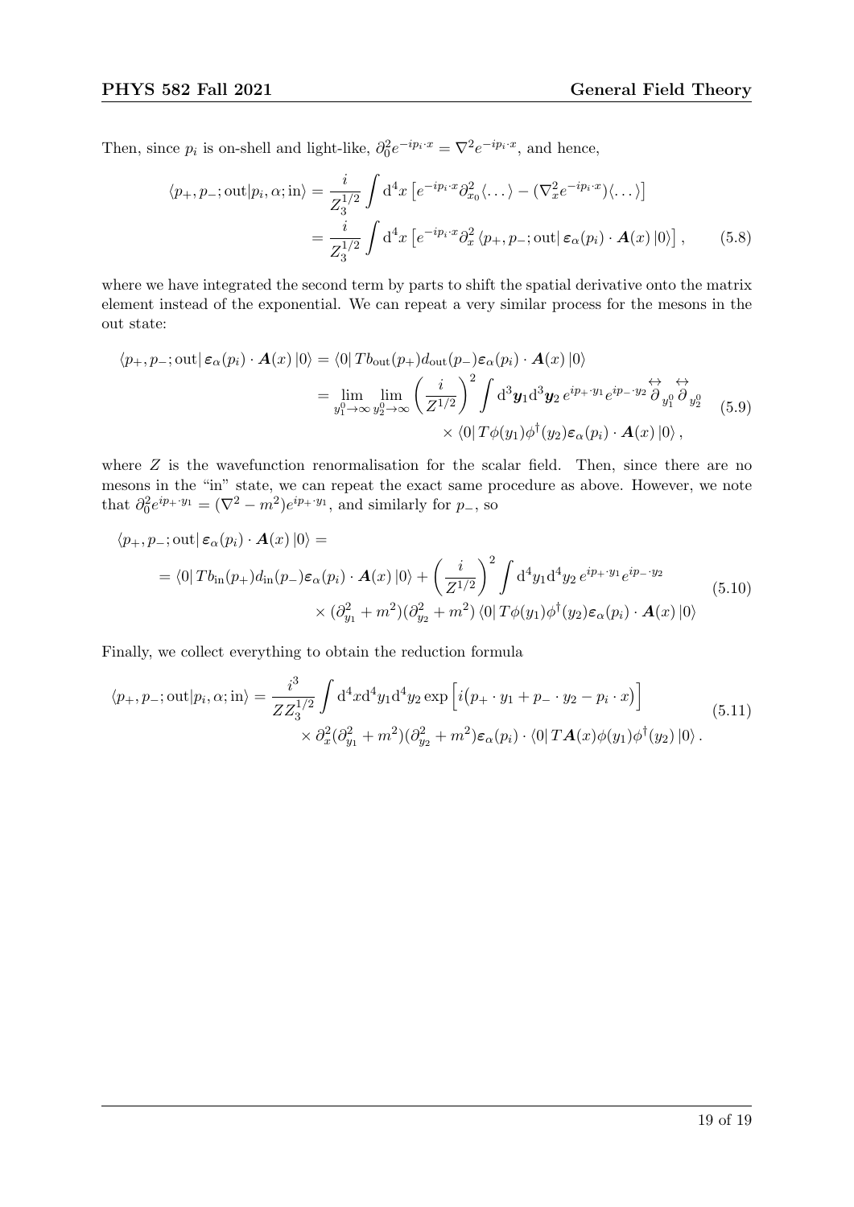Then, since $p_i$ is on-shell and light-like, $\partial_0^2 e^{-ip_i\cdot x} = \nabla^2 e^{-ip_i \cdot x}$, and hence,

$$
\begin{aligned}
\langle p_+, p_-; \text{out}|p_i, \alpha; \text{in}\rangle &= \frac{i}{Z_3^{1/2}} \int \mathrm{d}^4x \left[ e^{-ip_i\cdot x} \partial_{x_0}^2 \langle \dots \rangle - (\nabla_x^2 e^{-ip_i\cdot x}) \langle \dots \rangle \right] \\
&= \frac{i}{Z_3^{1/2}} \int \mathrm{d}^4x \left[ e^{-ip_i\cdot x} \partial_x^2 \langle p_+, p_-; \text{out}| \, \boldsymbol{\varepsilon}_\alpha(p_i) \cdot \boldsymbol{A}(x) \, |0\rangle \right], \qquad (5.8)
\end{aligned}
$$

where we have integrated the second term by parts to shift the spatial derivative onto the matrix element instead of the exponential. We can repeat a very similar process for the mesons in the out state:

$$
\begin{aligned}
\langle p_+, p_-; \text{out}| \, \boldsymbol{\varepsilon}_\alpha(p_i) \cdot \boldsymbol{A}(x) \, |0\rangle &= \langle 0| \, T b_{\text{out}}(p_+) d_{\text{out}}(p_-) \boldsymbol{\varepsilon}_\alpha(p_i) \cdot \boldsymbol{A}(x) \, |0\rangle \\
&= \lim_{y_1^0 \to \infty} \lim_{y_2^0 \to \infty} \left( \frac{i}{Z^{1/2}} \right)^2 \int \mathrm{d}^3\boldsymbol{y}_1 \mathrm{d}^3\boldsymbol{y}_2 \, e^{ip_+\cdot y_1} e^{ip_-\cdot y_2} \overleftrightarrow{\partial}_{y_1^0} \overleftrightarrow{\partial}_{y_2^0} \\
&\qquad \times \langle 0| \, T \phi(y_1) \phi^\dagger(y_2) \boldsymbol{\varepsilon}_\alpha(p_i) \cdot \boldsymbol{A}(x) \, |0\rangle \,, \qquad (5.9)
\end{aligned}
$$

where $Z$ is the wavefunction renormalisation for the scalar field. Then, since there are no mesons in the "in" state, we can repeat the exact same procedure as above. However, we note that $\partial_0^2 e^{ip_+\cdot y_1} = (\nabla^2 - m^2) e^{ip_+\cdot y_1}$, and similarly for $p_-$, so

$$
\begin{aligned}
&\langle p_+, p_-; \text{out}| \, \boldsymbol{\varepsilon}_\alpha(p_i) \cdot \boldsymbol{A}(x) \, |0\rangle = \\
&\quad = \langle 0| \, T b_{\text{in}}(p_+) d_{\text{in}}(p_-) \boldsymbol{\varepsilon}_\alpha(p_i) \cdot \boldsymbol{A}(x) \, |0\rangle + \left( \frac{i}{Z^{1/2}} \right)^2 \int \mathrm{d}^4y_1 \mathrm{d}^4y_2 \, e^{ip_+\cdot y_1} e^{ip_-\cdot y_2} \\
&\qquad \times (\partial_{y_1}^2 + m^2)(\partial_{y_2}^2 + m^2) \langle 0| \, T \phi(y_1) \phi^\dagger(y_2) \boldsymbol{\varepsilon}_\alpha(p_i) \cdot \boldsymbol{A}(x) \, |0\rangle
\end{aligned} \qquad (5.10)
$$

Finally, we collect everything to obtain the reduction formula

$$
\begin{aligned}
\langle p_+, p_-; \text{out}|p_i, \alpha; \text{in}\rangle &= \frac{i^3}{Z Z_3^{1/2}} \int \mathrm{d}^4x \mathrm{d}^4y_1 \mathrm{d}^4y_2 \exp\left[ i\big(p_+\cdot y_1 + p_-\cdot y_2 - p_i\cdot x\big) \right] \\
&\qquad \times \partial_x^2 (\partial_{y_1}^2 + m^2)(\partial_{y_2}^2 + m^2) \boldsymbol{\varepsilon}_\alpha(p_i) \cdot \langle 0| \, T \boldsymbol{A}(x) \phi(y_1) \phi^\dagger(y_2) \, |0\rangle \,.
\end{aligned} \qquad (5.11)
$$